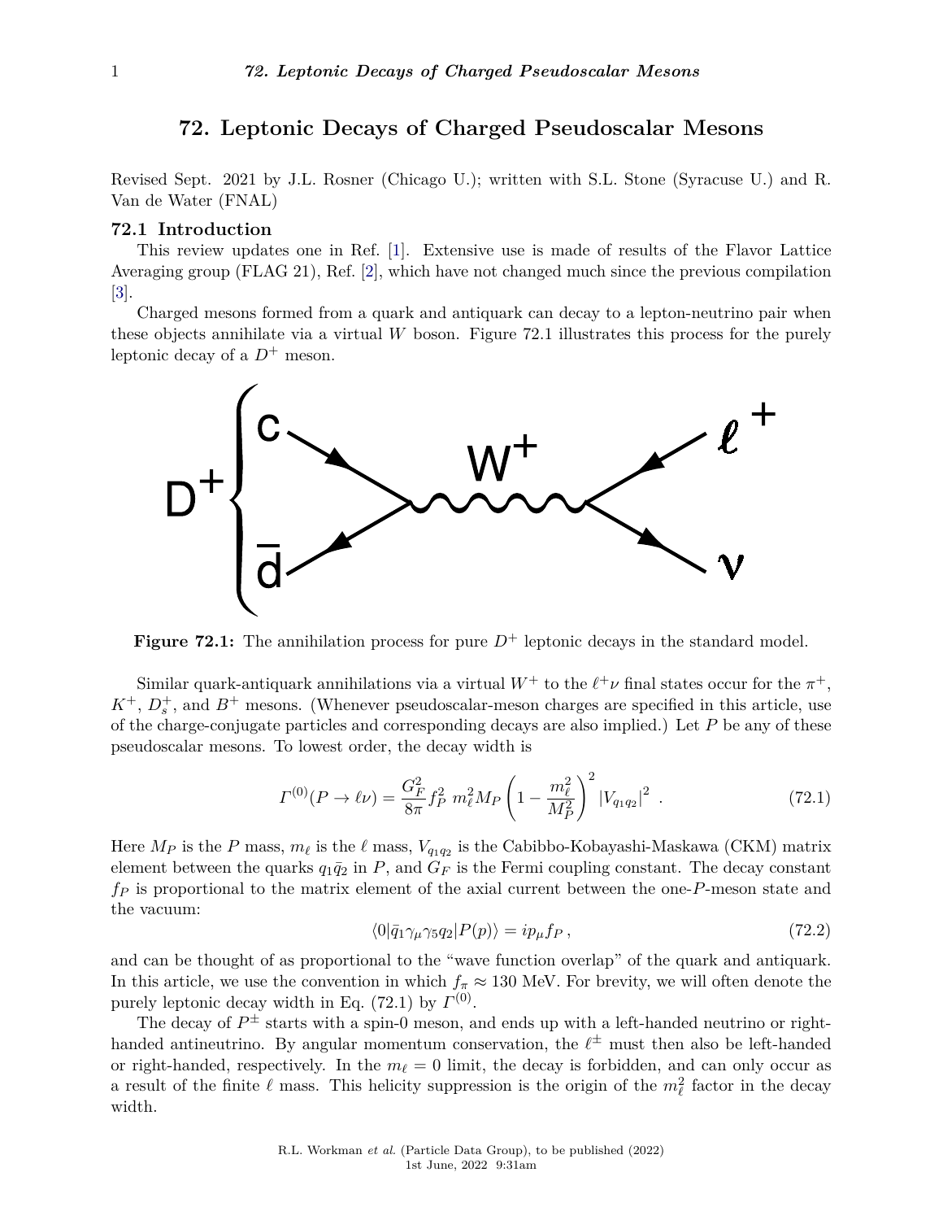# 72. Leptonic Decays of Charged Pseudoscalar Mesons

Revised Sept. 2021 by J.L. Rosner (Chicago U.); written with S.L. Stone (Syracuse U.) and R. Van de Water (FNAL)

## 72.1 Introduction

This review updates one in Ref. [1]. Extensive use is made of results of the Flavor Lattice Averaging group (FLAG 21), Ref. [2], which have not changed much since the previous compilation [3].

Charged mesons formed from a quark and antiquark can decay to a lepton-neutrino pair when these objects annihilate via a virtual $W$ boson. Figure 72.1 illustrates this process for the purely leptonic decay of a $D^+$ meson.

**Figure 72.1:** The annihilation process for pure $D^+$ leptonic decays in the standard model.

Similar quark-antiquark annihilations via a virtual $W^+$ to the $\ell^+\nu$ final states occur for the $\pi^+$, $K^+$, $D_s^+$, and $B^+$ mesons. (Whenever pseudoscalar-meson charges are specified in this article, use of the charge-conjugate particles and corresponding decays are also implied.) Let $P$ be any of these pseudoscalar mesons. To lowest order, the decay width is

$$\Gamma^{(0)}(P \to \ell\nu) = \frac{G_F^2}{8\pi} f_P^2 \, m_\ell^2 M_P \left(1 - \frac{m_\ell^2}{M_P^2}\right)^2 |V_{q_1 q_2}|^2 \ . \tag{72.1}$$

Here $M_P$ is the $P$ mass, $m_\ell$ is the $\ell$ mass, $V_{q_1q_2}$ is the Cabibbo-Kobayashi-Maskawa (CKM) matrix element between the quarks $q_1\bar{q}_2$ in $P$, and $G_F$ is the Fermi coupling constant. The decay constant $f_P$ is proportional to the matrix element of the axial current between the one-$P$-meson state and the vacuum:

$$\langle 0|\bar{q}_1\gamma_\mu\gamma_5 q_2|P(p)\rangle = ip_\mu f_P \,, \tag{72.2}$$

and can be thought of as proportional to the "wave function overlap" of the quark and antiquark. In this article, we use the convention in which $f_\pi \approx 130$ MeV. For brevity, we will often denote the purely leptonic decay width in Eq. (72.1) by $\Gamma^{(0)}$.

The decay of $P^\pm$ starts with a spin-0 meson, and ends up with a left-handed neutrino or right-handed antineutrino. By angular momentum conservation, the $\ell^\pm$ must then also be left-handed or right-handed, respectively. In the $m_\ell = 0$ limit, the decay is forbidden, and can only occur as a result of the finite $\ell$ mass. This helicity suppression is the origin of the $m_\ell^2$ factor in the decay width.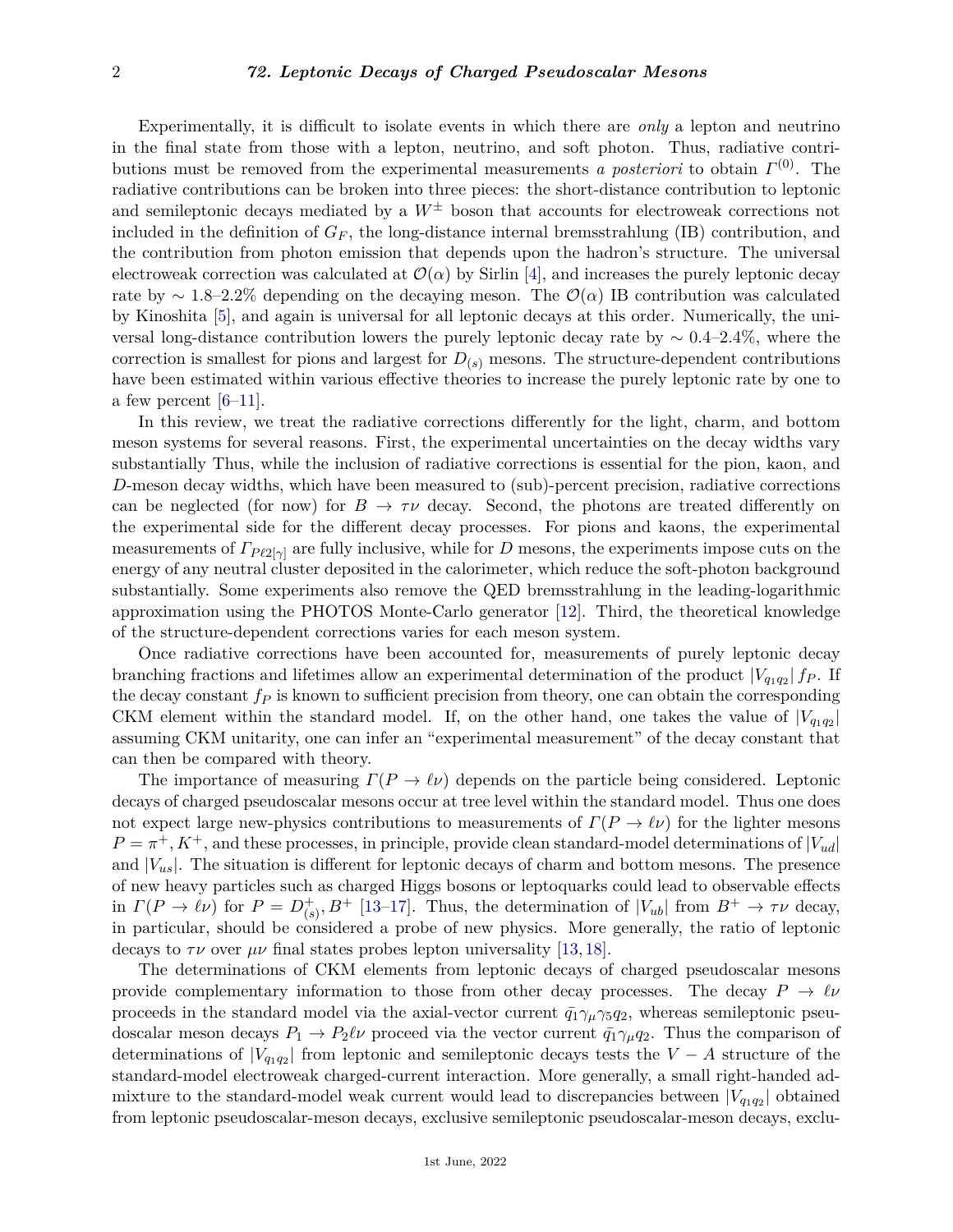Experimentally, it is difficult to isolate events in which there are *only* a lepton and neutrino in the final state from those with a lepton, neutrino, and soft photon. Thus, radiative contributions must be removed from the experimental measurements *a posteriori* to obtain $\Gamma^{(0)}$. The radiative contributions can be broken into three pieces: the short-distance contribution to leptonic and semileptonic decays mediated by a $W^{\pm}$ boson that accounts for electroweak corrections not included in the definition of $G_F$, the long-distance internal bremsstrahlung (IB) contribution, and the contribution from photon emission that depends upon the hadron's structure. The universal electroweak correction was calculated at $\mathcal{O}(\alpha)$ by Sirlin [4], and increases the purely leptonic decay rate by $\sim$ 1.8–2.2% depending on the decaying meson. The $\mathcal{O}(\alpha)$ IB contribution was calculated by Kinoshita [5], and again is universal for all leptonic decays at this order. Numerically, the universal long-distance contribution lowers the purely leptonic decay rate by $\sim$ 0.4–2.4%, where the correction is smallest for pions and largest for $D_{(s)}$ mesons. The structure-dependent contributions have been estimated within various effective theories to increase the purely leptonic rate by one to a few percent [6–11].

In this review, we treat the radiative corrections differently for the light, charm, and bottom meson systems for several reasons. First, the experimental uncertainties on the decay widths vary substantially Thus, while the inclusion of radiative corrections is essential for the pion, kaon, and $D$-meson decay widths, which have been measured to (sub)-percent precision, radiative corrections can be neglected (for now) for $B \to \tau\nu$ decay. Second, the photons are treated differently on the experimental side for the different decay processes. For pions and kaons, the experimental measurements of $\Gamma_{P\ell 2[\gamma]}$ are fully inclusive, while for $D$ mesons, the experiments impose cuts on the energy of any neutral cluster deposited in the calorimeter, which reduce the soft-photon background substantially. Some experiments also remove the QED bremsstrahlung in the leading-logarithmic approximation using the PHOTOS Monte-Carlo generator [12]. Third, the theoretical knowledge of the structure-dependent corrections varies for each meson system.

Once radiative corrections have been accounted for, measurements of purely leptonic decay branching fractions and lifetimes allow an experimental determination of the product $|V_{q_1q_2}|\, f_P$. If the decay constant $f_P$ is known to sufficient precision from theory, one can obtain the corresponding CKM element within the standard model. If, on the other hand, one takes the value of $|V_{q_1q_2}|$ assuming CKM unitarity, one can infer an "experimental measurement" of the decay constant that can then be compared with theory.

The importance of measuring $\Gamma(P \to \ell\nu)$ depends on the particle being considered. Leptonic decays of charged pseudoscalar mesons occur at tree level within the standard model. Thus one does not expect large new-physics contributions to measurements of $\Gamma(P \to \ell\nu)$ for the lighter mesons $P = \pi^+, K^+$, and these processes, in principle, provide clean standard-model determinations of $|V_{ud}|$ and $|V_{us}|$. The situation is different for leptonic decays of charm and bottom mesons. The presence of new heavy particles such as charged Higgs bosons or leptoquarks could lead to observable effects in $\Gamma(P \to \ell\nu)$ for $P = D^+_{(s)}, B^+$ [13–17]. Thus, the determination of $|V_{ub}|$ from $B^+ \to \tau\nu$ decay, in particular, should be considered a probe of new physics. More generally, the ratio of leptonic decays to $\tau\nu$ over $\mu\nu$ final states probes lepton universality [13, 18].

The determinations of CKM elements from leptonic decays of charged pseudoscalar mesons provide complementary information to those from other decay processes. The decay $P \to \ell\nu$ proceeds in the standard model via the axial-vector current $\bar{q}_1\gamma_\mu\gamma_5 q_2$, whereas semileptonic pseudoscalar meson decays $P_1 \to P_2\ell\nu$ proceed via the vector current $\bar{q}_1\gamma_\mu q_2$. Thus the comparison of determinations of $|V_{q_1q_2}|$ from leptonic and semileptonic decays tests the $V - A$ structure of the standard-model electroweak charged-current interaction. More generally, a small right-handed admixture to the standard-model weak current would lead to discrepancies between $|V_{q_1q_2}|$ obtained from leptonic pseudoscalar-meson decays, exclusive semileptonic pseudoscalar-meson decays, exclu-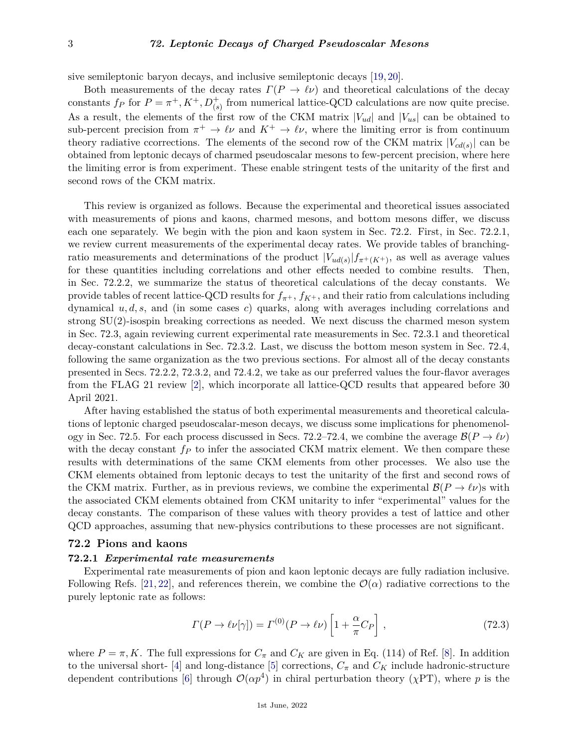sive semileptonic baryon decays, and inclusive semileptonic decays [19, 20].

Both measurements of the decay rates $\Gamma(P \to \ell\nu)$ and theoretical calculations of the decay constants $f_P$ for $P = \pi^+, K^+, D^+_{(s)}$ from numerical lattice-QCD calculations are now quite precise. As a result, the elements of the first row of the CKM matrix $|V_{ud}|$ and $|V_{us}|$ can be obtained to sub-percent precision from $\pi^+ \to \ell\nu$ and $K^+ \to \ell\nu$, where the limiting error is from continuum theory radiative ccorrections. The elements of the second row of the CKM matrix $|V_{cd(s)}|$ can be obtained from leptonic decays of charmed pseudoscalar mesons to few-percent precision, where here the limiting error is from experiment. These enable stringent tests of the unitarity of the first and second rows of the CKM matrix.

This review is organized as follows. Because the experimental and theoretical issues associated with measurements of pions and kaons, charmed mesons, and bottom mesons differ, we discuss each one separately. We begin with the pion and kaon system in Sec. 72.2. First, in Sec. 72.2.1, we review current measurements of the experimental decay rates. We provide tables of branching-ratio measurements and determinations of the product $|V_{ud(s)}|f_{\pi^+(K^+)}$, as well as average values for these quantities including correlations and other effects needed to combine results. Then, in Sec. 72.2.2, we summarize the status of theoretical calculations of the decay constants. We provide tables of recent lattice-QCD results for $f_{\pi^+}$, $f_{K^+}$, and their ratio from calculations including dynamical $u, d, s$, and (in some cases $c$) quarks, along with averages including correlations and strong SU(2)-isospin breaking corrections as needed. We next discuss the charmed meson system in Sec. 72.3, again reviewing current experimental rate measurements in Sec. 72.3.1 and theoretical decay-constant calculations in Sec. 72.3.2. Last, we discuss the bottom meson system in Sec. 72.4, following the same organization as the two previous sections. For almost all of the decay constants presented in Secs. 72.2.2, 72.3.2, and 72.4.2, we take as our preferred values the four-flavor averages from the FLAG 21 review [2], which incorporate all lattice-QCD results that appeared before 30 April 2021.

After having established the status of both experimental measurements and theoretical calculations of leptonic charged pseudoscalar-meson decays, we discuss some implications for phenomenology in Sec. 72.5. For each process discussed in Secs. 72.2–72.4, we combine the average $\mathcal{B}(P \to \ell\nu)$ with the decay constant $f_P$ to infer the associated CKM matrix element. We then compare these results with determinations of the same CKM elements from other processes. We also use the CKM elements obtained from leptonic decays to test the unitarity of the first and second rows of the CKM matrix. Further, as in previous reviews, we combine the experimental $\mathcal{B}(P \to \ell\nu)$s with the associated CKM elements obtained from CKM unitarity to infer "experimental" values for the decay constants. The comparison of these values with theory provides a test of lattice and other QCD approaches, assuming that new-physics contributions to these processes are not significant.

## 72.2 Pions and kaons

### 72.2.1 *Experimental rate measurements*

Experimental rate measurements of pion and kaon leptonic decays are fully radiation inclusive. Following Refs. [21, 22], and references therein, we combine the $\mathcal{O}(\alpha)$ radiative corrections to the purely leptonic rate as follows:

$$\Gamma(P \to \ell\nu[\gamma]) = \Gamma^{(0)}(P \to \ell\nu)\left[1 + \frac{\alpha}{\pi}C_P\right] , \tag{72.3}$$

where $P = \pi, K$. The full expressions for $C_\pi$ and $C_K$ are given in Eq. (114) of Ref. [8]. In addition to the universal short- [4] and long-distance [5] corrections, $C_\pi$ and $C_K$ include hadronic-structure dependent contributions [6] through $\mathcal{O}(\alpha p^4)$ in chiral perturbation theory ($\chi$PT), where $p$ is the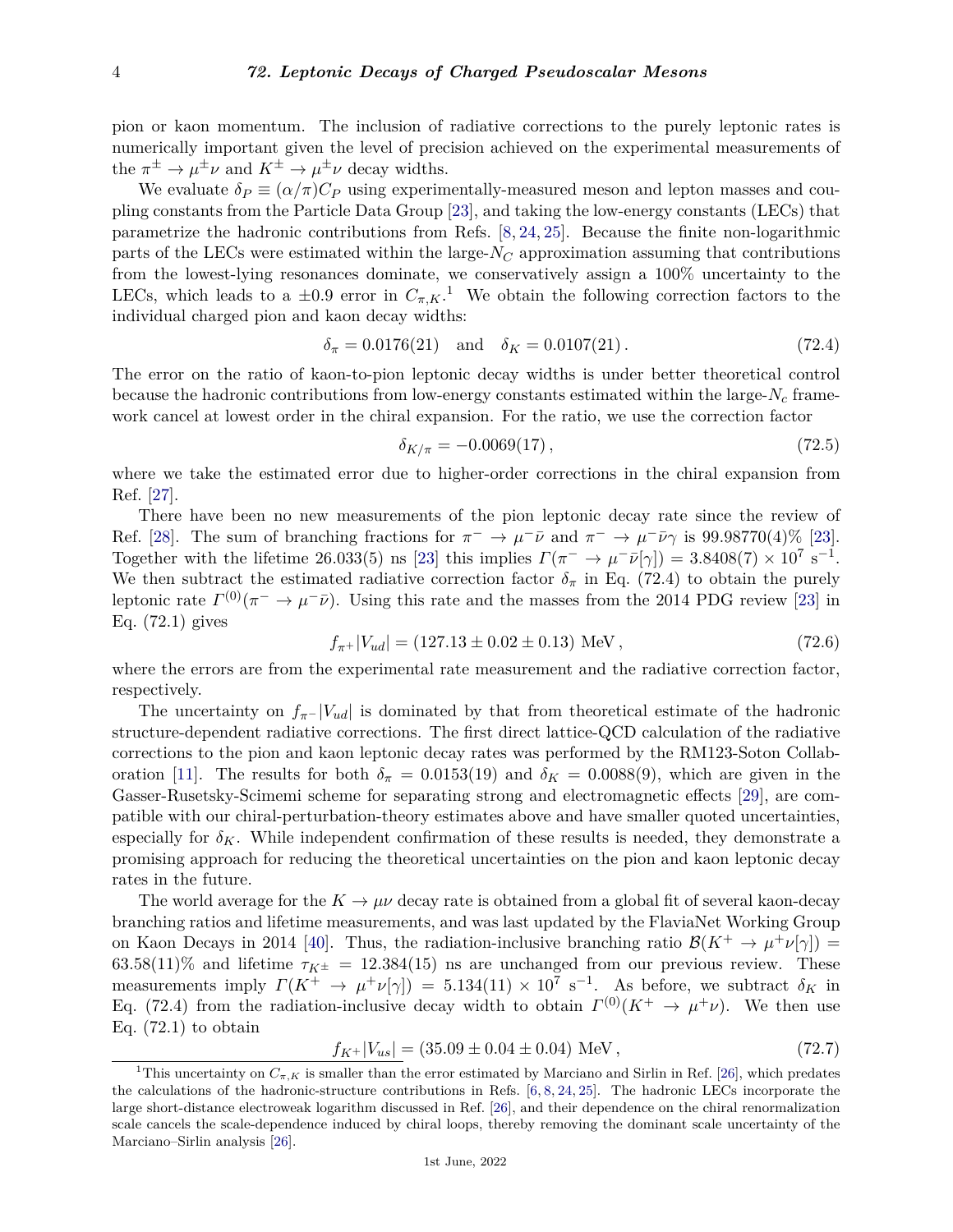pion or kaon momentum. The inclusion of radiative corrections to the purely leptonic rates is numerically important given the level of precision achieved on the experimental measurements of the $\pi^\pm \to \mu^\pm\nu$ and $K^\pm \to \mu^\pm\nu$ decay widths.

We evaluate $\delta_P \equiv (\alpha/\pi)C_P$ using experimentally-measured meson and lepton masses and coupling constants from the Particle Data Group [23], and taking the low-energy constants (LECs) that parametrize the hadronic contributions from Refs. [8, 24, 25]. Because the finite non-logarithmic parts of the LECs were estimated within the large-$N_C$ approximation assuming that contributions from the lowest-lying resonances dominate, we conservatively assign a 100% uncertainty to the LECs, which leads to a $\pm 0.9$ error in $C_{\pi,K}$.[1] We obtain the following correction factors to the individual charged pion and kaon decay widths:

$$\delta_\pi = 0.0176(21) \quad \text{and} \quad \delta_K = 0.0107(21)\,. \tag{72.4}$$

The error on the ratio of kaon-to-pion leptonic decay widths is under better theoretical control because the hadronic contributions from low-energy constants estimated within the large-$N_c$ framework cancel at lowest order in the chiral expansion. For the ratio, we use the correction factor

$$\delta_{K/\pi} = -0.0069(17)\,, \tag{72.5}$$

where we take the estimated error due to higher-order corrections in the chiral expansion from Ref. [27].

There have been no new measurements of the pion leptonic decay rate since the review of Ref. [28]. The sum of branching fractions for $\pi^- \to \mu^-\bar{\nu}$ and $\pi^- \to \mu^-\bar{\nu}\gamma$ is 99.98770(4)% [23]. Together with the lifetime 26.033(5) ns [23] this implies $\Gamma(\pi^- \to \mu^-\bar{\nu}[\gamma]) = 3.8408(7) \times 10^7\ \text{s}^{-1}$. We then subtract the estimated radiative correction factor $\delta_\pi$ in Eq. (72.4) to obtain the purely leptonic rate $\Gamma^{(0)}(\pi^- \to \mu^-\bar{\nu})$. Using this rate and the masses from the 2014 PDG review [23] in Eq. (72.1) gives

$$f_{\pi^+}|V_{ud}| = (127.13 \pm 0.02 \pm 0.13)\ \text{MeV}\,, \tag{72.6}$$

where the errors are from the experimental rate measurement and the radiative correction factor, respectively.

The uncertainty on $f_{\pi^-}|V_{ud}|$ is dominated by that from theoretical estimate of the hadronic structure-dependent radiative corrections. The first direct lattice-QCD calculation of the radiative corrections to the pion and kaon leptonic decay rates was performed by the RM123-Soton Collaboration [11]. The results for both $\delta_\pi = 0.0153(19)$ and $\delta_K = 0.0088(9)$, which are given in the Gasser-Rusetsky-Scimemi scheme for separating strong and electromagnetic effects [29], are compatible with our chiral-perturbation-theory estimates above and have smaller quoted uncertainties, especially for $\delta_K$. While independent confirmation of these results is needed, they demonstrate a promising approach for reducing the theoretical uncertainties on the pion and kaon leptonic decay rates in the future.

The world average for the $K \to \mu\nu$ decay rate is obtained from a global fit of several kaon-decay branching ratios and lifetime measurements, and was last updated by the FlaviaNet Working Group on Kaon Decays in 2014 [40]. Thus, the radiation-inclusive branching ratio $\mathcal{B}(K^+ \to \mu^+\nu[\gamma]) = 63.58(11)\%$ and lifetime $\tau_{K^\pm} = 12.384(15)$ ns are unchanged from our previous review. These measurements imply $\Gamma(K^+ \to \mu^+\nu[\gamma]) = 5.134(11) \times 10^7\ \text{s}^{-1}$. As before, we subtract $\delta_K$ in Eq. (72.4) from the radiation-inclusive decay width to obtain $\Gamma^{(0)}(K^+ \to \mu^+\nu)$. We then use Eq. (72.1) to obtain

$$f_{K^+}|V_{us}| = (35.09 \pm 0.04 \pm 0.04)\ \text{MeV}\,, \tag{72.7}$$

[1] This uncertainty on $C_{\pi,K}$ is smaller than the error estimated by Marciano and Sirlin in Ref. [26], which predates the calculations of the hadronic-structure contributions in Refs. [6, 8, 24, 25]. The hadronic LECs incorporate the large short-distance electroweak logarithm discussed in Ref. [26], and their dependence on the chiral renormalization scale cancels the scale-dependence induced by chiral loops, thereby removing the dominant scale uncertainty of the Marciano–Sirlin analysis [26].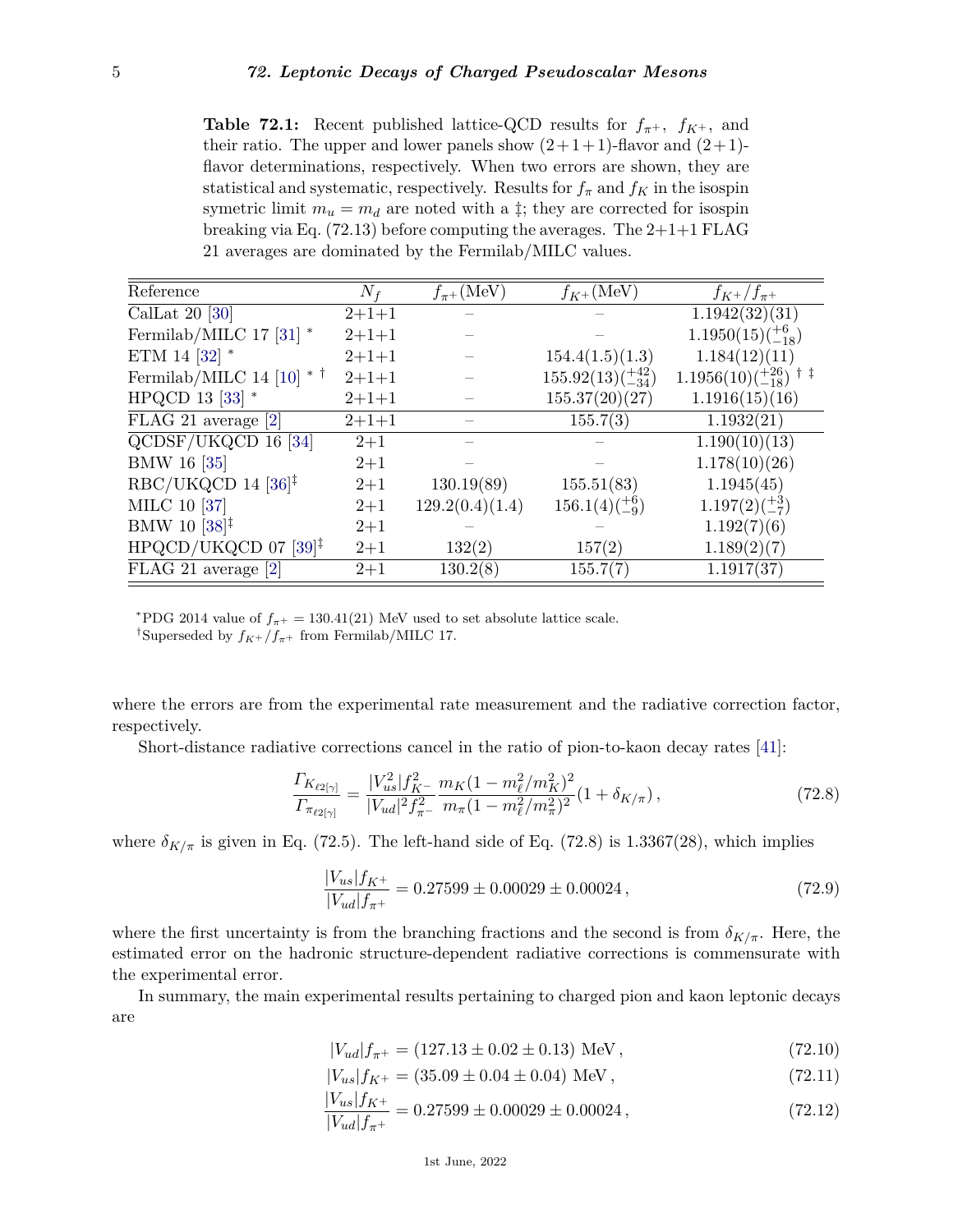**Table 72.1:** Recent published lattice-QCD results for $f_{\pi^+}$, $f_{K^+}$, and their ratio. The upper and lower panels show (2+1+1)-flavor and (2+1)-flavor determinations, respectively. When two errors are shown, they are statistical and systematic, respectively. Results for $f_\pi$ and $f_K$ in the isospin symetric limit $m_u = m_d$ are noted with a ‡; they are corrected for isospin breaking via Eq. (72.13) before computing the averages. The 2+1+1 FLAG 21 averages are dominated by the Fermilab/MILC values.

| Reference | $N_f$ | $f_{\pi^+}$(MeV) | $f_{K^+}$(MeV) | $f_{K^+}/f_{\pi^+}$ |
|---|---|---|---|---|
| CalLat 20 [30] | 2+1+1 | – | – | 1.1942(32)(31) |
| Fermilab/MILC 17 [31] * | 2+1+1 | – | – | $1.1950(15)(^{+6}_{-18})$ |
| ETM 14 [32] * | 2+1+1 | – | 154.4(1.5)(1.3) | 1.184(12)(11) |
| Fermilab/MILC 14 [10] * † | 2+1+1 | – | $155.92(13)(^{+42}_{-34})$ | $1.1956(10)(^{+26}_{-18})$ † ‡ |
| HPQCD 13 [33] * | 2+1+1 | – | 155.37(20)(27) | 1.1916(15)(16) |
| FLAG 21 average [2] | 2+1+1 | – | 155.7(3) | 1.1932(21) |
| QCDSF/UKQCD 16 [34] | 2+1 | – | – | 1.190(10)(13) |
| BMW 16 [35] | 2+1 | – | – | 1.178(10)(26) |
| RBC/UKQCD 14 [36]‡ | 2+1 | 130.19(89) | 155.51(83) | 1.1945(45) |
| MILC 10 [37] | 2+1 | 129.2(0.4)(1.4) | $156.1(4)(^{+6}_{-9})$ | $1.197(2)(^{+3}_{-7})$ |
| BMW 10 [38]‡ | 2+1 | – | – | 1.192(7)(6) |
| HPQCD/UKQCD 07 [39]‡ | 2+1 | 132(2) | 157(2) | 1.189(2)(7) |
| FLAG 21 average [2] | 2+1 | 130.2(8) | 155.7(7) | 1.1917(37) |

*PDG 2014 value of $f_{\pi^+} = 130.41(21)$ MeV used to set absolute lattice scale.
†Superseded by $f_{K^+}/f_{\pi^+}$ from Fermilab/MILC 17.

where the errors are from the experimental rate measurement and the radiative correction factor, respectively.

Short-distance radiative corrections cancel in the ratio of pion-to-kaon decay rates [41]:

$$\frac{\Gamma_{K_{\ell 2[\gamma]}}}{\Gamma_{\pi_{\ell 2[\gamma]}}} = \frac{|V_{us}^2| f_{K^-}^2}{|V_{ud}|^2 f_{\pi^-}^2} \frac{m_K (1 - m_\ell^2/m_K^2)^2}{m_\pi (1 - m_\ell^2/m_\pi^2)^2} (1 + \delta_{K/\pi}) \,, \tag{72.8}$$

where $\delta_{K/\pi}$ is given in Eq. (72.5). The left-hand side of Eq. (72.8) is 1.3367(28), which implies

$$\frac{|V_{us}| f_{K^+}}{|V_{ud}| f_{\pi^+}} = 0.27599 \pm 0.00029 \pm 0.00024 \,, \tag{72.9}$$

where the first uncertainty is from the branching fractions and the second is from $\delta_{K/\pi}$. Here, the estimated error on the hadronic structure-dependent radiative corrections is commensurate with the experimental error.

In summary, the main experimental results pertaining to charged pion and kaon leptonic decays are

$$|V_{ud}| f_{\pi^+} = (127.13 \pm 0.02 \pm 0.13) \text{ MeV} \,, \tag{72.10}$$

$$|V_{us}| f_{K^+} = (35.09 \pm 0.04 \pm 0.04) \text{ MeV} \,, \tag{72.11}$$

$$\frac{|V_{us}| f_{K^+}}{|V_{ud}| f_{\pi^+}} = 0.27599 \pm 0.00029 \pm 0.00024 \,, \tag{72.12}$$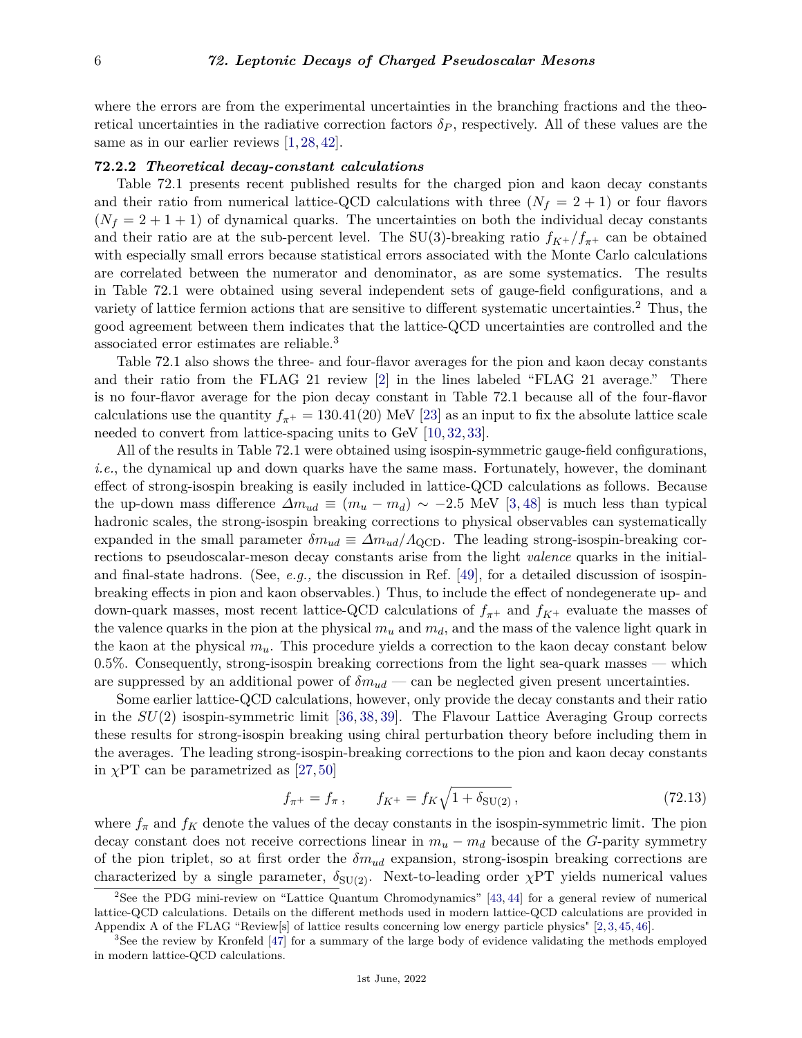where the errors are from the experimental uncertainties in the branching fractions and the theoretical uncertainties in the radiative correction factors $\delta_P$, respectively. All of these values are the same as in our earlier reviews [1, 28, 42].

### 72.2.2 *Theoretical decay-constant calculations*

Table 72.1 presents recent published results for the charged pion and kaon decay constants and their ratio from numerical lattice-QCD calculations with three ($N_f = 2+1$) or four flavors ($N_f = 2+1+1$) of dynamical quarks. The uncertainties on both the individual decay constants and their ratio are at the sub-percent level. The SU(3)-breaking ratio $f_{K^+}/f_{\pi^+}$ can be obtained with especially small errors because statistical errors associated with the Monte Carlo calculations are correlated between the numerator and denominator, as are some systematics. The results in Table 72.1 were obtained using several independent sets of gauge-field configurations, and a variety of lattice fermion actions that are sensitive to different systematic uncertainties.[2] Thus, the good agreement between them indicates that the lattice-QCD uncertainties are controlled and the associated error estimates are reliable.[3]

Table 72.1 also shows the three- and four-flavor averages for the pion and kaon decay constants and their ratio from the FLAG 21 review [2] in the lines labeled "FLAG 21 average." There is no four-flavor average for the pion decay constant in Table 72.1 because all of the four-flavor calculations use the quantity $f_{\pi^+} = 130.41(20)$ MeV [23] as an input to fix the absolute lattice scale needed to convert from lattice-spacing units to GeV [10, 32, 33].

All of the results in Table 72.1 were obtained using isospin-symmetric gauge-field configurations, *i.e.*, the dynamical up and down quarks have the same mass. Fortunately, however, the dominant effect of strong-isospin breaking is easily included in lattice-QCD calculations as follows. Because the up-down mass difference $\Delta m_{ud} \equiv (m_u - m_d) \sim -2.5$ MeV [3, 48] is much less than typical hadronic scales, the strong-isospin breaking corrections to physical observables can systematically expanded in the small parameter $\delta m_{ud} \equiv \Delta m_{ud}/\Lambda_{\rm QCD}$. The leading strong-isospin-breaking corrections to pseudoscalar-meson decay constants arise from the light *valence* quarks in the initial- and final-state hadrons. (See, *e.g.,* the discussion in Ref. [49], for a detailed discussion of isospin-breaking effects in pion and kaon observables.) Thus, to include the effect of nondegenerate up- and down-quark masses, most recent lattice-QCD calculations of $f_{\pi^+}$ and $f_{K^+}$ evaluate the masses of the valence quarks in the pion at the physical $m_u$ and $m_d$, and the mass of the valence light quark in the kaon at the physical $m_u$. This procedure yields a correction to the kaon decay constant below 0.5%. Consequently, strong-isospin breaking corrections from the light sea-quark masses — which are suppressed by an additional power of $\delta m_{ud}$ — can be neglected given present uncertainties.

Some earlier lattice-QCD calculations, however, only provide the decay constants and their ratio in the $SU(2)$ isospin-symmetric limit [36, 38, 39]. The Flavour Lattice Averaging Group corrects these results for strong-isospin breaking using chiral perturbation theory before including them in the averages. The leading strong-isospin-breaking corrections to the pion and kaon decay constants in $\chi$PT can be parametrized as [27, 50]

$$f_{\pi^+} = f_\pi\,, \qquad f_{K^+} = f_K\sqrt{1+\delta_{\rm SU(2)}}\,, \tag{72.13}$$

where $f_\pi$ and $f_K$ denote the values of the decay constants in the isospin-symmetric limit. The pion decay constant does not receive corrections linear in $m_u - m_d$ because of the $G$-parity symmetry of the pion triplet, so at first order the $\delta m_{ud}$ expansion, strong-isospin breaking corrections are characterized by a single parameter, $\delta_{\rm SU(2)}$. Next-to-leading order $\chi$PT yields numerical values

---

[2] See the PDG mini-review on "Lattice Quantum Chromodynamics" [43, 44] for a general review of numerical lattice-QCD calculations. Details on the different methods used in modern lattice-QCD calculations are provided in Appendix A of the FLAG "Review[s] of lattice results concerning low energy particle physics" [2, 3, 45, 46].

[3] See the review by Kronfeld [47] for a summary of the large body of evidence validating the methods employed in modern lattice-QCD calculations.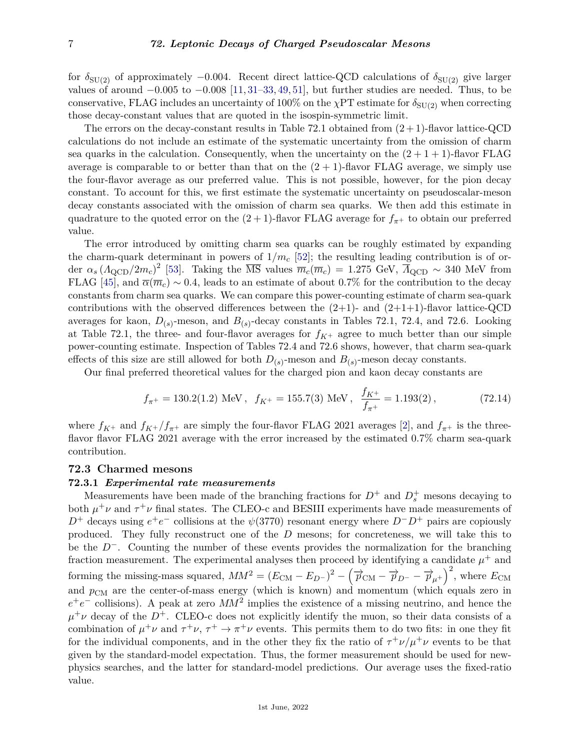for $\delta_{\mathrm{SU}(2)}$ of approximately $-0.004$. Recent direct lattice-QCD calculations of $\delta_{\mathrm{SU}(2)}$ give larger values of around $-0.005$ to $-0.008$ [11, 31–33, 49, 51], but further studies are needed. Thus, to be conservative, FLAG includes an uncertainty of 100% on the $\chi$PT estimate for $\delta_{\mathrm{SU}(2)}$ when correcting those decay-constant values that are quoted in the isospin-symmetric limit.

The errors on the decay-constant results in Table 72.1 obtained from $(2+1)$-flavor lattice-QCD calculations do not include an estimate of the systematic uncertainty from the omission of charm sea quarks in the calculation. Consequently, when the uncertainty on the $(2+1+1)$-flavor FLAG average is comparable to or better than that on the $(2+1)$-flavor FLAG average, we simply use the four-flavor average as our preferred value. This is not possible, however, for the pion decay constant. To account for this, we first estimate the systematic uncertainty on pseudoscalar-meson decay constants associated with the omission of charm sea quarks. We then add this estimate in quadrature to the quoted error on the $(2+1)$-flavor FLAG average for $f_{\pi^+}$ to obtain our preferred value.

The error introduced by omitting charm sea quarks can be roughly estimated by expanding the charm-quark determinant in powers of $1/m_c$ [52]; the resulting leading contribution is of order $\alpha_s \left(\Lambda_{\mathrm{QCD}}/2m_c\right)^2$ [53]. Taking the $\overline{\mathrm{MS}}$ values $\overline{m}_c(\overline{m}_c) = 1.275$ GeV, $\overline{\Lambda}_{\mathrm{QCD}} \sim 340$ MeV from FLAG [45], and $\overline{\alpha}(\overline{m}_c) \sim 0.4$, leads to an estimate of about 0.7% for the contribution to the decay constants from charm sea quarks. We can compare this power-counting estimate of charm sea-quark contributions with the observed differences between the (2+1)- and (2+1+1)-flavor lattice-QCD averages for kaon, $D_{(s)}$-meson, and $B_{(s)}$-decay constants in Tables 72.1, 72.4, and 72.6. Looking at Table 72.1, the three- and four-flavor averages for $f_{K^+}$ agree to much better than our simple power-counting estimate. Inspection of Tables 72.4 and 72.6 shows, however, that charm sea-quark effects of this size are still allowed for both $D_{(s)}$-meson and $B_{(s)}$-meson decay constants.

Our final preferred theoretical values for the charged pion and kaon decay constants are

$$f_{\pi^+} = 130.2(1.2)\ \mathrm{MeV}\,,\quad f_{K^+} = 155.7(3)\ \mathrm{MeV}\,,\quad \frac{f_{K^+}}{f_{\pi^+}} = 1.193(2)\,, \tag{72.14}$$

where $f_{K^+}$ and $f_{K^+}/f_{\pi^+}$ are simply the four-flavor FLAG 2021 averages [2], and $f_{\pi^+}$ is the three-flavor flavor FLAG 2021 average with the error increased by the estimated 0.7% charm sea-quark contribution.

## 72.3 Charmed mesons

### 72.3.1 *Experimental rate measurements*

Measurements have been made of the branching fractions for $D^+$ and $D_s^+$ mesons decaying to both $\mu^+\nu$ and $\tau^+\nu$ final states. The CLEO-c and BESIII experiments have made measurements of $D^+$ decays using $e^+e^-$ collisions at the $\psi(3770)$ resonant energy where $D^-D^+$ pairs are copiously produced. They fully reconstruct one of the $D$ mesons; for concreteness, we will take this to be the $D^-$. Counting the number of these events provides the normalization for the branching fraction measurement. The experimental analyses then proceed by identifying a candidate $\mu^+$ and forming the missing-mass squared, $MM^2 = \left(E_{\mathrm{CM}} - E_{D^-}\right)^2 - \left(\overrightarrow{p}_{\mathrm{CM}} - \overrightarrow{p}_{D^-} - \overrightarrow{p}_{\mu^+}\right)^2$, where $E_{\mathrm{CM}}$ and $p_{\mathrm{CM}}$ are the center-of-mass energy (which is known) and momentum (which equals zero in $e^+e^-$ collisions). A peak at zero $MM^2$ implies the existence of a missing neutrino, and hence the $\mu^+\nu$ decay of the $D^+$. CLEO-c does not explicitly identify the muon, so their data consists of a combination of $\mu^+\nu$ and $\tau^+\nu$, $\tau^+ \to \pi^+\nu$ events. This permits them to do two fits: in one they fit for the individual components, and in the other they fix the ratio of $\tau^+\nu/\mu^+\nu$ events to be that given by the standard-model expectation. Thus, the former measurement should be used for new-physics searches, and the latter for standard-model predictions. Our average uses the fixed-ratio value.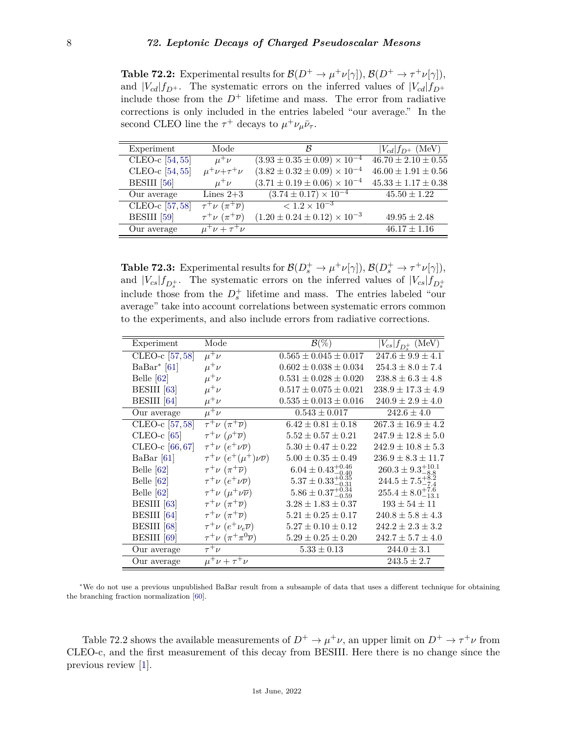**Table 72.2:** Experimental results for $\mathcal{B}(D^+ \to \mu^+\nu[\gamma])$, $\mathcal{B}(D^+ \to \tau^+\nu[\gamma])$, and $|V_{cd}|f_{D^+}$. The systematic errors on the inferred values of $|V_{cd}|f_{D^+}$ include those from the $D^+$ lifetime and mass. The error from radiative corrections is only included in the entries labeled "our average." In the second CLEO line the $\tau^+$ decays to $\mu^+\nu_\mu\bar{\nu}_\tau$.

| Experiment | Mode | $\mathcal{B}$ | $\lvert V_{cd}\rvert f_{D^+}$ (MeV) |
|---|---|---|---|
| CLEO-c [54, 55] | $\mu^+\nu$ | $(3.93 \pm 0.35 \pm 0.09) \times 10^{-4}$ | $46.70 \pm 2.10 \pm 0.55$ |
| CLEO-c [54, 55] | $\mu^+\nu$+$\tau^+\nu$ | $(3.82 \pm 0.32 \pm 0.09) \times 10^{-4}$ | $46.00 \pm 1.91 \pm 0.56$ |
| BESIII [56] | $\mu^+\nu$ | $(3.71 \pm 0.19 \pm 0.06) \times 10^{-4}$ | $45.33 \pm 1.17 \pm 0.38$ |
| Our average | Lines 2+3 | $(3.74 \pm 0.17) \times 10^{-4}$ | $45.50 \pm 1.22$ |
| CLEO-c [57, 58] | $\tau^+\nu$ $(\pi^+\overline{\nu})$ | $< 1.2 \times 10^{-3}$ | |
| BESIII [59] | $\tau^+\nu$ $(\pi^+\overline{\nu})$ | $(1.20 \pm 0.24 \pm 0.12) \times 10^{-3}$ | $49.95 \pm 2.48$ |
| Our average | $\mu^+\nu + \tau^+\nu$ | | $46.17 \pm 1.16$ |

**Table 72.3:** Experimental results for $\mathcal{B}(D_s^+ \to \mu^+\nu[\gamma])$, $\mathcal{B}(D_s^+ \to \tau^+\nu[\gamma])$, and $|V_{cs}|f_{D_s^+}$. The systematic errors on the inferred values of $|V_{cs}|f_{D_s^+}$ include those from the $D_s^+$ lifetime and mass. The entries labeled "our average" take into account correlations between systematic errors common to the experiments, and also include errors from radiative corrections.

| Experiment | Mode | $\mathcal{B}(\%)$ | $\lvert V_{cs}\rvert f_{D_s^+}$ (MeV) |
|---|---|---|---|
| CLEO-c [57, 58] | $\mu^+\nu$ | $0.565 \pm 0.045 \pm 0.017$ | $247.6 \pm 9.9 \pm 4.1$ |
| BaBar* [61] | $\mu^+\nu$ | $0.602 \pm 0.038 \pm 0.034$ | $254.3 \pm 8.0 \pm 7.4$ |
| Belle [62] | $\mu^+\nu$ | $0.531 \pm 0.028 \pm 0.020$ | $238.8 \pm 6.3 \pm 4.8$ |
| BESIII [63] | $\mu^+\nu$ | $0.517 \pm 0.075 \pm 0.021$ | $238.9 \pm 17.3 \pm 4.9$ |
| BESIII [64] | $\mu^+\nu$ | $0.535 \pm 0.013 \pm 0.016$ | $240.9 \pm 2.9 \pm 4.0$ |
| Our average | $\mu^+\nu$ | $0.543 \pm 0.017$ | $242.6 \pm 4.0$ |
| CLEO-c [57, 58] | $\tau^+\nu$ $(\pi^+\overline{\nu})$ | $6.42 \pm 0.81 \pm 0.18$ | $267.3 \pm 16.9 \pm 4.2$ |
| CLEO-c [65] | $\tau^+\nu$ $(\rho^+\overline{\nu})$ | $5.52 \pm 0.57 \pm 0.21$ | $247.9 \pm 12.8 \pm 5.0$ |
| CLEO-c [66, 67] | $\tau^+\nu$ $(e^+\nu\overline{\nu})$ | $5.30 \pm 0.47 \pm 0.22$ | $242.9 \pm 10.8 \pm 5.3$ |
| BaBar [61] | $\tau^+\nu$ $(e^+(\mu^+)\nu\overline{\nu})$ | $5.00 \pm 0.35 \pm 0.49$ | $236.9 \pm 8.3 \pm 11.7$ |
| Belle [62] | $\tau^+\nu$ $(\pi^+\overline{\nu})$ | $6.04 \pm 0.43^{+0.46}_{-0.40}$ | $260.3 \pm 9.3^{+10.1}_{-8.8}$ |
| Belle [62] | $\tau^+\nu$ $(e^+\nu\overline{\nu})$ | $5.37 \pm 0.33^{+0.35}_{-0.31}$ | $244.5 \pm 7.5^{+8.2}_{-7.4}$ |
| Belle [62] | $\tau^+\nu$ $(\mu^+\nu\overline{\nu})$ | $5.86 \pm 0.37^{+0.34}_{-0.59}$ | $255.4 \pm 8.0^{+7.6}_{-13.1}$ |
| BESIII [63] | $\tau^+\nu$ $(\pi^+\overline{\nu})$ | $3.28 \pm 1.83 \pm 0.37$ | $193 \pm 54 \pm 11$ |
| BESIII [64] | $\tau^+\nu$ $(\pi^+\overline{\nu})$ | $5.21 \pm 0.25 \pm 0.17$ | $240.8 \pm 5.8 \pm 4.3$ |
| BESIII [68] | $\tau^+\nu$ $(e^+\nu_e\overline{\nu})$ | $5.27 \pm 0.10 \pm 0.12$ | $242.2 \pm 2.3 \pm 3.2$ |
| BESIII [69] | $\tau^+\nu$ $(\pi^+\pi^0\overline{\nu})$ | $5.29 \pm 0.25 \pm 0.20$ | $242.7 \pm 5.7 \pm 4.0$ |
| Our average | $\tau^+\nu$ | $5.33 \pm 0.13$ | $244.0 \pm 3.1$ |
| Our average | $\mu^+\nu + \tau^+\nu$ | | $243.5 \pm 2.7$ |

*We do not use a previous unpublished BaBar result from a subsample of data that uses a different technique for obtaining the branching fraction normalization [60].

Table 72.2 shows the available measurements of $D^+ \to \mu^+\nu$, an upper limit on $D^+ \to \tau^+\nu$ from CLEO-c, and the first measurement of this decay from BESIII. Here there is no change since the previous review [1].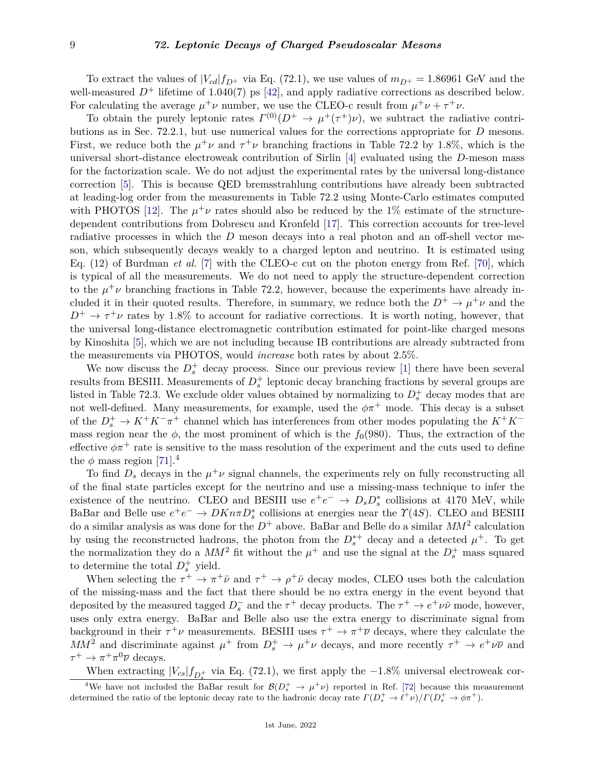To extract the values of $|V_{cd}|f_{D^+}$ via Eq. (72.1), we use values of $m_{D^+} = 1.86961$ GeV and the well-measured $D^+$ lifetime of 1.040(7) ps [42], and apply radiative corrections as described below. For calculating the average $\mu^+\nu$ number, we use the CLEO-c result from $\mu^+\nu + \tau^+\nu$.

To obtain the purely leptonic rates $\Gamma^{(0)}(D^+ \to \mu^+(\tau^+)\nu)$, we subtract the radiative contributions as in Sec. 72.2.1, but use numerical values for the corrections appropriate for $D$ mesons. First, we reduce both the $\mu^+\nu$ and $\tau^+\nu$ branching fractions in Table 72.2 by 1.8%, which is the universal short-distance electroweak contribution of Sirlin [4] evaluated using the $D$-meson mass for the factorization scale. We do not adjust the experimental rates by the universal long-distance correction [5]. This is because QED bremsstrahlung contributions have already been subtracted at leading-log order from the measurements in Table 72.2 using Monte-Carlo estimates computed with PHOTOS [12]. The $\mu^+\nu$ rates should also be reduced by the 1% estimate of the structure-dependent contributions from Dobrescu and Kronfeld [17]. This correction accounts for tree-level radiative processes in which the $D$ meson decays into a real photon and an off-shell vector meson, which subsequently decays weakly to a charged lepton and neutrino. It is estimated using Eq. (12) of Burdman *et al.* [7] with the CLEO-c cut on the photon energy from Ref. [70], which is typical of all the measurements. We do not need to apply the structure-dependent correction to the $\mu^+\nu$ branching fractions in Table 72.2, however, because the experiments have already included it in their quoted results. Therefore, in summary, we reduce both the $D^+ \to \mu^+\nu$ and the $D^+ \to \tau^+\nu$ rates by 1.8% to account for radiative corrections. It is worth noting, however, that the universal long-distance electromagnetic contribution estimated for point-like charged mesons by Kinoshita [5], which we are not including because IB contributions are already subtracted from the measurements via PHOTOS, would *increase* both rates by about 2.5%.

We now discuss the $D_s^+$ decay process. Since our previous review [1] there have been several results from BESIII. Measurements of $D_s^+$ leptonic decay branching fractions by several groups are listed in Table 72.3. We exclude older values obtained by normalizing to $D_s^+$ decay modes that are not well-defined. Many measurements, for example, used the $\phi\pi^+$ mode. This decay is a subset of the $D_s^+ \to K^+K^-\pi^+$ channel which has interferences from other modes populating the $K^+K^-$ mass region near the $\phi$, the most prominent of which is the $f_0(980)$. Thus, the extraction of the effective $\phi\pi^+$ rate is sensitive to the mass resolution of the experiment and the cuts used to define the $\phi$ mass region [71].[4]

To find $D_s$ decays in the $\mu^+\nu$ signal channels, the experiments rely on fully reconstructing all of the final state particles except for the neutrino and use a missing-mass technique to infer the existence of the neutrino. CLEO and BESIII use $e^+e^- \to D_sD_s^*$ collisions at 4170 MeV, while BaBar and Belle use $e^+e^- \to DKn\pi D_s^*$ collisions at energies near the $\Upsilon(4S)$. CLEO and BESIII do a similar analysis as was done for the $D^+$ above. BaBar and Belle do a similar $MM^2$ calculation by using the reconstructed hadrons, the photon from the $D_s^{*+}$ decay and a detected $\mu^+$. To get the normalization they do a $MM^2$ fit without the $\mu^+$ and use the signal at the $D_s^+$ mass squared to determine the total $D_s^+$ yield.

When selecting the $\tau^+ \to \pi^+\bar{\nu}$ and $\tau^+ \to \rho^+\bar{\nu}$ decay modes, CLEO uses both the calculation of the missing-mass and the fact that there should be no extra energy in the event beyond that deposited by the measured tagged $D_s^-$ and the $\tau^+$ decay products. The $\tau^+ \to e^+\nu\bar{\nu}$ mode, however, uses only extra energy. BaBar and Belle also use the extra energy to discriminate signal from background in their $\tau^+\nu$ measurements. BESIII uses $\tau^+ \to \pi^+\overline{\nu}$ decays, where they calculate the $MM^2$ and discriminate against $\mu^+$ from $D_s^+ \to \mu^+\nu$ decays, and more recently $\tau^+ \to e^+\nu\overline{\nu}$ and $\tau^+ \to \pi^+\pi^0\overline{\nu}$ decays.

When extracting $|V_{cs}|f_{D_s^+}$ via Eq. (72.1), we first apply the $-1.8$% universal electroweak cor-

[4] We have not included the BaBar result for $\mathcal{B}(D_s^+ \to \mu^+\nu)$ reported in Ref. [72] because this measurement determined the ratio of the leptonic decay rate to the hadronic decay rate $\Gamma(D_s^+ \to \ell^+\nu)/\Gamma(D_s^+ \to \phi\pi^+)$.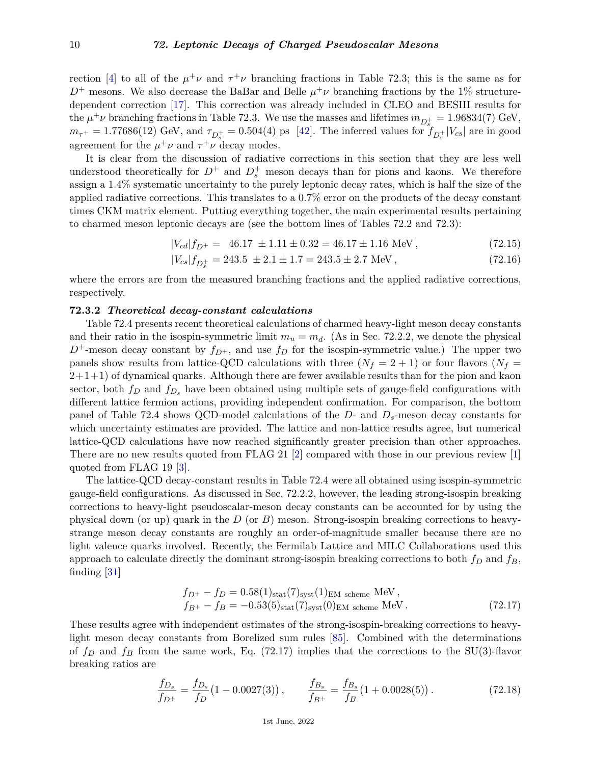rection [4] to all of the $\mu^+\nu$ and $\tau^+\nu$ branching fractions in Table 72.3; this is the same as for $D^+$ mesons. We also decrease the BaBar and Belle $\mu^+\nu$ branching fractions by the 1% structure-dependent correction [17]. This correction was already included in CLEO and BESIII results for the $\mu^+\nu$ branching fractions in Table 72.3. We use the masses and lifetimes $m_{D_s^+} = 1.96834(7)$ GeV, $m_{\tau^+} = 1.77686(12)$ GeV, and $\tau_{D_s^+} = 0.504(4)$ ps [42]. The inferred values for $f_{D_s^+}|V_{cs}|$ are in good agreement for the $\mu^+\nu$ and $\tau^+\nu$ decay modes.

It is clear from the discussion of radiative corrections in this section that they are less well understood theoretically for $D^+$ and $D_s^+$ meson decays than for pions and kaons. We therefore assign a 1.4% systematic uncertainty to the purely leptonic decay rates, which is half the size of the applied radiative corrections. This translates to a 0.7% error on the products of the decay constant times CKM matrix element. Putting everything together, the main experimental results pertaining to charmed meson leptonic decays are (see the bottom lines of Tables 72.2 and 72.3):

$$|V_{cd}|f_{D^+} = \ 46.17 \ \pm 1.11 \pm 0.32 = 46.17 \pm 1.16 \text{ MeV}\,, \tag{72.15}$$

$$|V_{cs}|f_{D_s^+} = 243.5 \ \pm 2.1 \pm 1.7 = 243.5 \pm 2.7 \text{ MeV}\,, \tag{72.16}$$

where the errors are from the measured branching fractions and the applied radiative corrections, respectively.

### 72.3.2 *Theoretical decay-constant calculations*

Table 72.4 presents recent theoretical calculations of charmed heavy-light meson decay constants and their ratio in the isospin-symmetric limit $m_u = m_d$. (As in Sec. 72.2.2, we denote the physical $D^+$-meson decay constant by $f_{D^+}$, and use $f_D$ for the isospin-symmetric value.) The upper two panels show results from lattice-QCD calculations with three ($N_f = 2+1$) or four flavors ($N_f = 2+1+1$) of dynamical quarks. Although there are fewer available results than for the pion and kaon sector, both $f_D$ and $f_{D_s}$ have been obtained using multiple sets of gauge-field configurations with different lattice fermion actions, providing independent confirmation. For comparison, the bottom panel of Table 72.4 shows QCD-model calculations of the $D$- and $D_s$-meson decay constants for which uncertainty estimates are provided. The lattice and non-lattice results agree, but numerical lattice-QCD calculations have now reached significantly greater precision than other approaches. There are no new results quoted from FLAG 21 [2] compared with those in our previous review [1] quoted from FLAG 19 [3].

The lattice-QCD decay-constant results in Table 72.4 were all obtained using isospin-symmetric gauge-field configurations. As discussed in Sec. 72.2.2, however, the leading strong-isospin breaking corrections to heavy-light pseudoscalar-meson decay constants can be accounted for by using the physical down (or up) quark in the $D$ (or $B$) meson. Strong-isospin breaking corrections to heavy-strange meson decay constants are roughly an order-of-magnitude smaller because there are no light valence quarks involved. Recently, the Fermilab Lattice and MILC Collaborations used this approach to calculate directly the dominant strong-isospin breaking corrections to both $f_D$ and $f_B$, finding [31]

$$\begin{aligned} f_{D^+} - f_D &= 0.58(1)_{\text{stat}}(7)_{\text{syst}}(1)_{\text{EM scheme}} \text{ MeV}\,, \\ f_{B^+} - f_B &= -0.53(5)_{\text{stat}}(7)_{\text{syst}}(0)_{\text{EM scheme}} \text{ MeV}\,. \end{aligned} \tag{72.17}$$

These results agree with independent estimates of the strong-isospin-breaking corrections to heavy-light meson decay constants from Borelized sum rules [85]. Combined with the determinations of $f_D$ and $f_B$ from the same work, Eq. (72.17) implies that the corrections to the SU(3)-flavor breaking ratios are

$$\frac{f_{D_s}}{f_{D^+}} = \frac{f_{D_s}}{f_D}\big(1 - 0.0027(3)\big)\,, \qquad \frac{f_{B_s}}{f_{B^+}} = \frac{f_{B_s}}{f_B}\big(1 + 0.0028(5)\big)\,. \tag{72.18}$$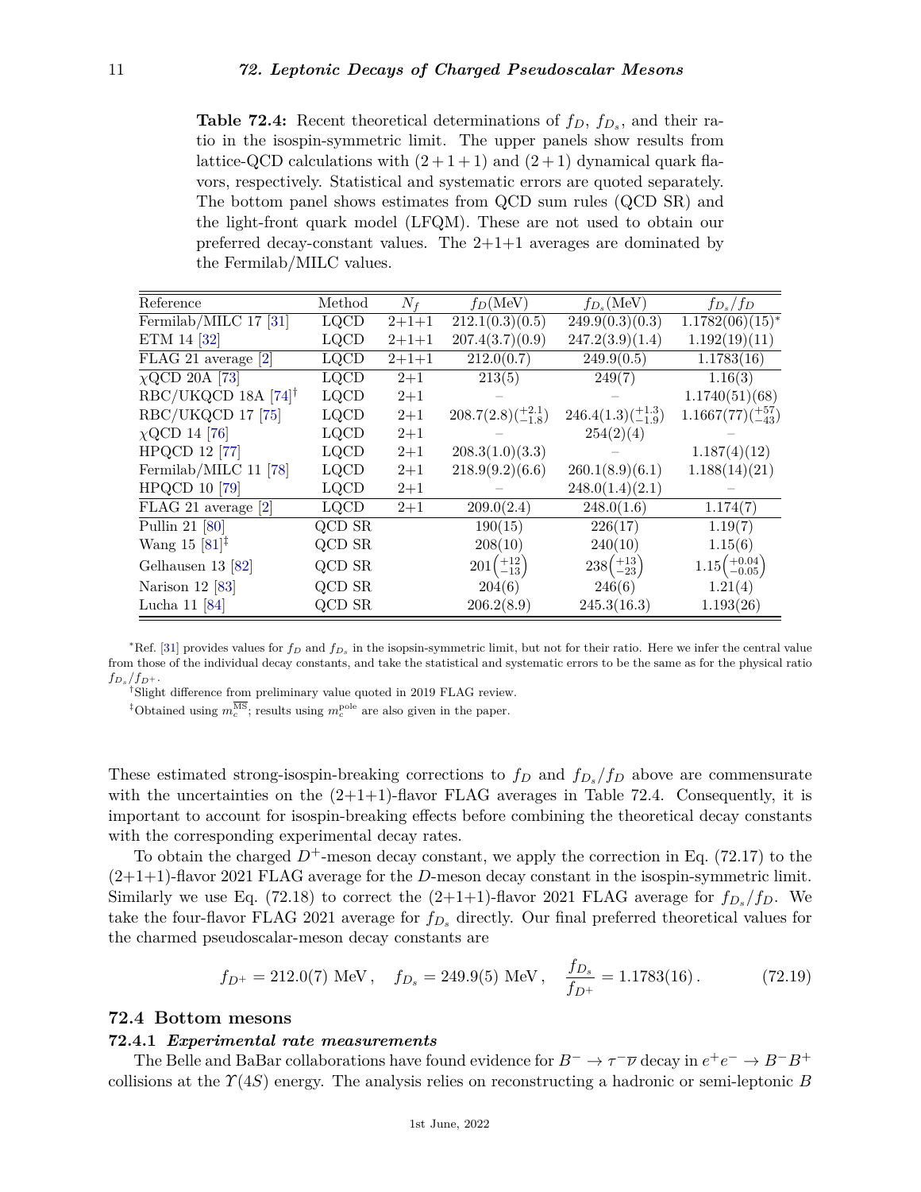**Table 72.4:** Recent theoretical determinations of $f_D$, $f_{D_s}$, and their ratio in the isospin-symmetric limit. The upper panels show results from lattice-QCD calculations with $(2+1+1)$ and $(2+1)$ dynamical quark flavors, respectively. Statistical and systematic errors are quoted separately. The bottom panel shows estimates from QCD sum rules (QCD SR) and the light-front quark model (LFQM). These are not used to obtain our preferred decay-constant values. The 2+1+1 averages are dominated by the Fermilab/MILC values.

| Reference | Method | $N_f$ | $f_D$(MeV) | $f_{D_s}$(MeV) | $f_{D_s}/f_D$ |
|---|---|---|---|---|---|
| Fermilab/MILC 17 [31] | LQCD | 2+1+1 | 212.1(0.3)(0.5) | 249.9(0.3)(0.3) | 1.1782(06)(15)* |
| ETM 14 [32] | LQCD | 2+1+1 | 207.4(3.7)(0.9) | 247.2(3.9)(1.4) | 1.192(19)(11) |
| FLAG 21 average [2] | LQCD | 2+1+1 | 212.0(0.7) | 249.9(0.5) | 1.1783(16) |
| $\chi$QCD 20A [73] | LQCD | 2+1 | 213(5) | 249(7) | 1.16(3) |
| RBC/UKQCD 18A [74]† | LQCD | 2+1 | – | – | 1.1740(51)(68) |
| RBC/UKQCD 17 [75] | LQCD | 2+1 | $208.7(2.8)(^{+2.1}_{-1.8})$ | $246.4(1.3)(^{+1.3}_{-1.9})$ | $1.1667(77)(^{+57}_{-43})$ |
| $\chi$QCD 14 [76] | LQCD | 2+1 | – | 254(2)(4) | – |
| HPQCD 12 [77] | LQCD | 2+1 | 208.3(1.0)(3.3) | – | 1.187(4)(12) |
| Fermilab/MILC 11 [78] | LQCD | 2+1 | 218.9(9.2)(6.6) | 260.1(8.9)(6.1) | 1.188(14)(21) |
| HPQCD 10 [79] | LQCD | 2+1 | – | 248.0(1.4)(2.1) | – |
| FLAG 21 average [2] | LQCD | 2+1 | 209.0(2.4) | 248.0(1.6) | 1.174(7) |
| Pullin 21 [80] | QCD SR | | 190(15) | 226(17) | 1.19(7) |
| Wang 15 [81]‡ | QCD SR | | 208(10) | 240(10) | 1.15(6) |
| Gelhausen 13 [82] | QCD SR | | $201\left(^{+12}_{-13}\right)$ | $238\left(^{+13}_{-23}\right)$ | $1.15\left(^{+0.04}_{-0.05}\right)$ |
| Narison 12 [83] | QCD SR | | 204(6) | 246(6) | 1.21(4) |
| Lucha 11 [84] | QCD SR | | 206.2(8.9) | 245.3(16.3) | 1.193(26) |

*Ref. [31] provides values for $f_D$ and $f_{D_s}$ in the isospin-symmetric limit, but not for their ratio. Here we infer the central value from those of the individual decay constants, and take the statistical and systematic errors to be the same as for the physical ratio $f_{D_s}/f_{D^+}$.

†Slight difference from preliminary value quoted in 2019 FLAG review.

‡Obtained using $m_c^{\overline{\rm MS}}$; results using $m_c^{\rm pole}$ are also given in the paper.

These estimated strong-isospin-breaking corrections to $f_D$ and $f_{D_s}/f_D$ above are commensurate with the uncertainties on the (2+1+1)-flavor FLAG averages in Table 72.4. Consequently, it is important to account for isospin-breaking effects before combining the theoretical decay constants with the corresponding experimental decay rates.

To obtain the charged $D^+$-meson decay constant, we apply the correction in Eq. (72.17) to the (2+1+1)-flavor 2021 FLAG average for the $D$-meson decay constant in the isospin-symmetric limit. Similarly we use Eq. (72.18) to correct the (2+1+1)-flavor 2021 FLAG average for $f_{D_s}/f_D$. We take the four-flavor FLAG 2021 average for $f_{D_s}$ directly. Our final preferred theoretical values for the charmed pseudoscalar-meson decay constants are

$$f_{D^+} = 212.0(7)\ \text{MeV}\,, \quad f_{D_s} = 249.9(5)\ \text{MeV}\,, \quad \frac{f_{D_s}}{f_{D^+}} = 1.1783(16)\,. \tag{72.19}$$

## 72.4 Bottom mesons

### 72.4.1 *Experimental rate measurements*

The Belle and BaBar collaborations have found evidence for $B^- \to \tau^-\overline{\nu}$ decay in $e^+e^- \to B^-B^+$ collisions at the $\Upsilon(4S)$ energy. The analysis relies on reconstructing a hadronic or semi-leptonic $B$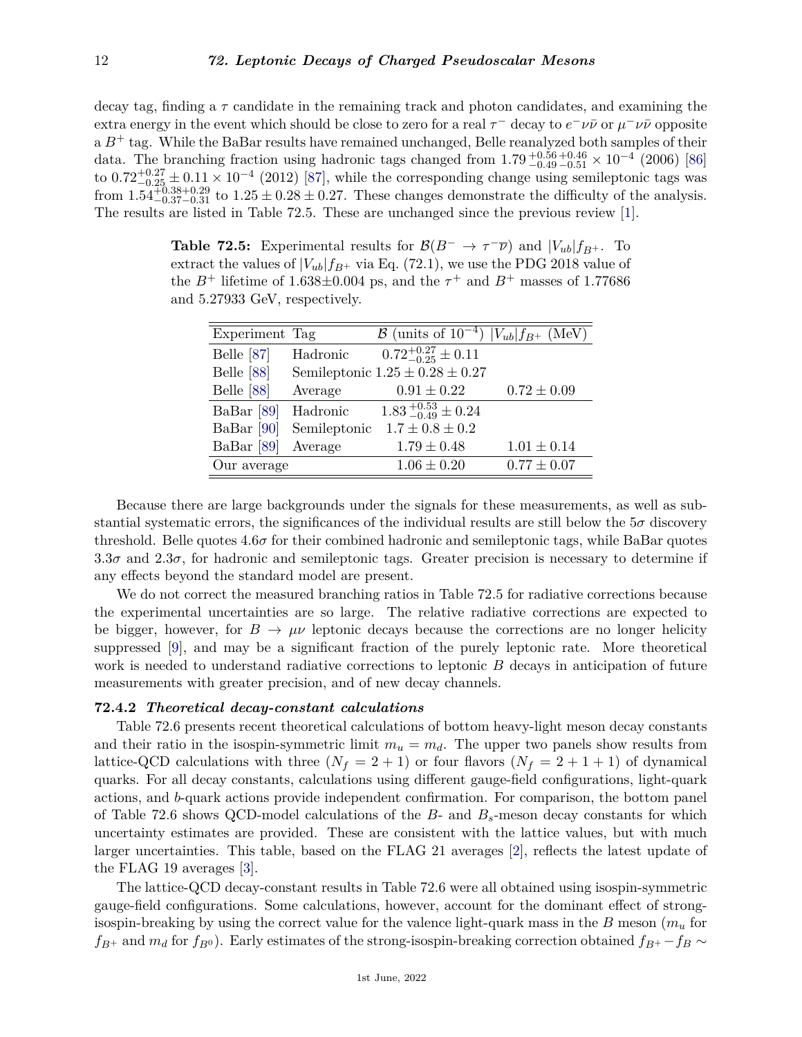decay tag, finding a $\tau$ candidate in the remaining track and photon candidates, and examining the extra energy in the event which should be close to zero for a real $\tau^-$ decay to $e^-\nu\bar{\nu}$ or $\mu^-\nu\bar{\nu}$ opposite a $B^+$ tag. While the BaBar results have remained unchanged, Belle reanalyzed both samples of their data. The branching fraction using hadronic tags changed from $1.79\,^{+0.56}_{-0.49}\,^{+0.46}_{-0.51} \times 10^{-4}$ (2006) [86] to $0.72^{+0.27}_{-0.25} \pm 0.11 \times 10^{-4}$ (2012) [87], while the corresponding change using semileptonic tags was from $1.54^{+0.38+0.29}_{-0.37-0.31}$ to $1.25 \pm 0.28 \pm 0.27$. These changes demonstrate the difficulty of the analysis. The results are listed in Table 72.5. These are unchanged since the previous review [1].

**Table 72.5:** Experimental results for $\mathcal{B}(B^- \to \tau^-\overline{\nu})$ and $|V_{ub}|f_{B^+}$. To extract the values of $|V_{ub}|f_{B^+}$ via Eq. (72.1), we use the PDG 2018 value of the $B^+$ lifetime of 1.638±0.004 ps, and the $\tau^+$ and $B^+$ masses of 1.77686 and 5.27933 GeV, respectively.

| Experiment | Tag | $\mathcal{B}$ (units of $10^{-4}$) | $\lvert V_{ub}\rvert f_{B^+}$ (MeV) |
|---|---|---|---|
| Belle [87] | Hadronic | $0.72^{+0.27}_{-0.25} \pm 0.11$ | |
| Belle [88] | Semileptonic | $1.25 \pm 0.28 \pm 0.27$ | |
| Belle [88] | Average | $0.91 \pm 0.22$ | $0.72 \pm 0.09$ |
| BaBar [89] | Hadronic | $1.83\,^{+0.53}_{-0.49} \pm 0.24$ | |
| BaBar [90] | Semileptonic | $1.7 \pm 0.8 \pm 0.2$ | |
| BaBar [89] | Average | $1.79 \pm 0.48$ | $1.01 \pm 0.14$ |
| Our average | | $1.06 \pm 0.20$ | $0.77 \pm 0.07$ |

Because there are large backgrounds under the signals for these measurements, as well as substantial systematic errors, the significances of the individual results are still below the $5\sigma$ discovery threshold. Belle quotes $4.6\sigma$ for their combined hadronic and semileptonic tags, while BaBar quotes $3.3\sigma$ and $2.3\sigma$, for hadronic and semileptonic tags. Greater precision is necessary to determine if any effects beyond the standard model are present.

We do not correct the measured branching ratios in Table 72.5 for radiative corrections because the experimental uncertainties are so large. The relative radiative corrections are expected to be bigger, however, for $B \to \mu\nu$ leptonic decays because the corrections are no longer helicity suppressed [9], and may be a significant fraction of the purely leptonic rate. More theoretical work is needed to understand radiative corrections to leptonic $B$ decays in anticipation of future measurements with greater precision, and of new decay channels.

### 72.4.2 *Theoretical decay-constant calculations*

Table 72.6 presents recent theoretical calculations of bottom heavy-light meson decay constants and their ratio in the isospin-symmetric limit $m_u = m_d$. The upper two panels show results from lattice-QCD calculations with three ($N_f = 2+1$) or four flavors ($N_f = 2+1+1$) of dynamical quarks. For all decay constants, calculations using different gauge-field configurations, light-quark actions, and $b$-quark actions provide independent confirmation. For comparison, the bottom panel of Table 72.6 shows QCD-model calculations of the $B$- and $B_s$-meson decay constants for which uncertainty estimates are provided. These are consistent with the lattice values, but with much larger uncertainties. This table, based on the FLAG 21 averages [2], reflects the latest update of the FLAG 19 averages [3].

The lattice-QCD decay-constant results in Table 72.6 were all obtained using isospin-symmetric gauge-field configurations. Some calculations, however, account for the dominant effect of strong-isospin-breaking by using the correct value for the valence light-quark mass in the $B$ meson ($m_u$ for $f_{B^+}$ and $m_d$ for $f_{B^0}$). Early estimates of the strong-isospin-breaking correction obtained $f_{B^+} - f_B \sim$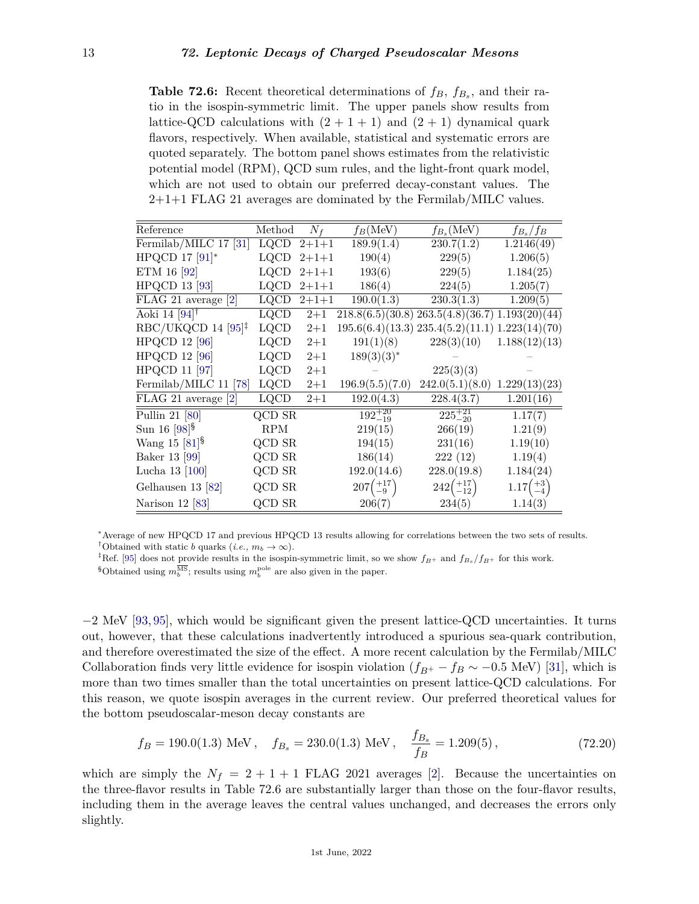**Table 72.6:** Recent theoretical determinations of $f_B$, $f_{B_s}$, and their ratio in the isospin-symmetric limit. The upper panels show results from lattice-QCD calculations with $(2+1+1)$ and $(2+1)$ dynamical quark flavors, respectively. When available, statistical and systematic errors are quoted separately. The bottom panel shows estimates from the relativistic potential model (RPM), QCD sum rules, and the light-front quark model, which are not used to obtain our preferred decay-constant values. The 2+1+1 FLAG 21 averages are dominated by the Fermilab/MILC values.

| Reference | Method | $N_f$ | $f_B$(MeV) | $f_{B_s}$(MeV) | $f_{B_s}/f_B$ |
|---|---|---|---|---|---|
| Fermilab/MILC 17 [31] | LQCD | 2+1+1 | 189.9(1.4) | 230.7(1.2) | 1.2146(49) |
| HPQCD 17 [91]* | LQCD | 2+1+1 | 190(4) | 229(5) | 1.206(5) |
| ETM 16 [92] | LQCD | 2+1+1 | 193(6) | 229(5) | 1.184(25) |
| HPQCD 13 [93] | LQCD | 2+1+1 | 186(4) | 224(5) | 1.205(7) |
| FLAG 21 average [2] | LQCD | 2+1+1 | 190.0(1.3) | 230.3(1.3) | 1.209(5) |
| Aoki 14 [94]† | LQCD | 2+1 | 218.8(6.5)(30.8) | 263.5(4.8)(36.7) | 1.193(20)(44) |
| RBC/UKQCD 14 [95]‡ | LQCD | 2+1 | 195.6(6.4)(13.3) | 235.4(5.2)(11.1) | 1.223(14)(70) |
| HPQCD 12 [96] | LQCD | 2+1 | 191(1)(8) | 228(3)(10) | 1.188(12)(13) |
| HPQCD 12 [96] | LQCD | 2+1 | 189(3)(3)* | – | – |
| HPQCD 11 [97] | LQCD | 2+1 | – | 225(3)(3) | – |
| Fermilab/MILC 11 [78] | LQCD | 2+1 | 196.9(5.5)(7.0) | 242.0(5.1)(8.0) | 1.229(13)(23) |
| FLAG 21 average [2] | LQCD | 2+1 | 192.0(4.3) | 228.4(3.7) | 1.201(16) |
| Pullin 21 [80] | QCD SR | | $192^{+20}_{-19}$ | $225^{+21}_{-20}$ | 1.17(7) |
| Sun 16 [98]§ | RPM | | 219(15) | 266(19) | 1.21(9) |
| Wang 15 [81]§ | QCD SR | | 194(15) | 231(16) | 1.19(10) |
| Baker 13 [99] | QCD SR | | 186(14) | 222 (12) | 1.19(4) |
| Lucha 13 [100] | QCD SR | | 192.0(14.6) | 228.0(19.8) | 1.184(24) |
| Gelhausen 13 [82] | QCD SR | | $207\left(^{+17}_{-9}\right)$ | $242\left(^{+17}_{-12}\right)$ | $1.17\left(^{+3}_{-4}\right)$ |
| Narison 12 [83] | QCD SR | | 206(7) | 234(5) | 1.14(3) |

*Average of new HPQCD 17 and previous HPQCD 13 results allowing for correlations between the two sets of results.
†Obtained with static $b$ quarks (*i.e.*, $m_b \to \infty$).
‡Ref. [95] does not provide results in the isospin-symmetric limit, so we show $f_{B^+}$ and $f_{B_s}/f_{B^+}$ for this work.
§Obtained using $m_b^{\overline{\rm MS}}$; results using $m_b^{\rm pole}$ are also given in the paper.

−2 MeV [93, 95], which would be significant given the present lattice-QCD uncertainties. It turns out, however, that these calculations inadvertently introduced a spurious sea-quark contribution, and therefore overestimated the size of the effect. A more recent calculation by the Fermilab/MILC Collaboration finds very little evidence for isospin violation ($f_{B^+} - f_B \sim -0.5$ MeV) [31], which is more than two times smaller than the total uncertainties on present lattice-QCD calculations. For this reason, we quote isospin averages in the current review. Our preferred theoretical values for the bottom pseudoscalar-meson decay constants are

$$f_B = 190.0(1.3)\ \text{MeV}\,, \quad f_{B_s} = 230.0(1.3)\ \text{MeV}\,, \quad \frac{f_{B_s}}{f_B} = 1.209(5)\,, \tag{72.20}$$

which are simply the $N_f = 2+1+1$ FLAG 2021 averages [2]. Because the uncertainties on the three-flavor results in Table 72.6 are substantially larger than those on the four-flavor results, including them in the average leaves the central values unchanged, and decreases the errors only slightly.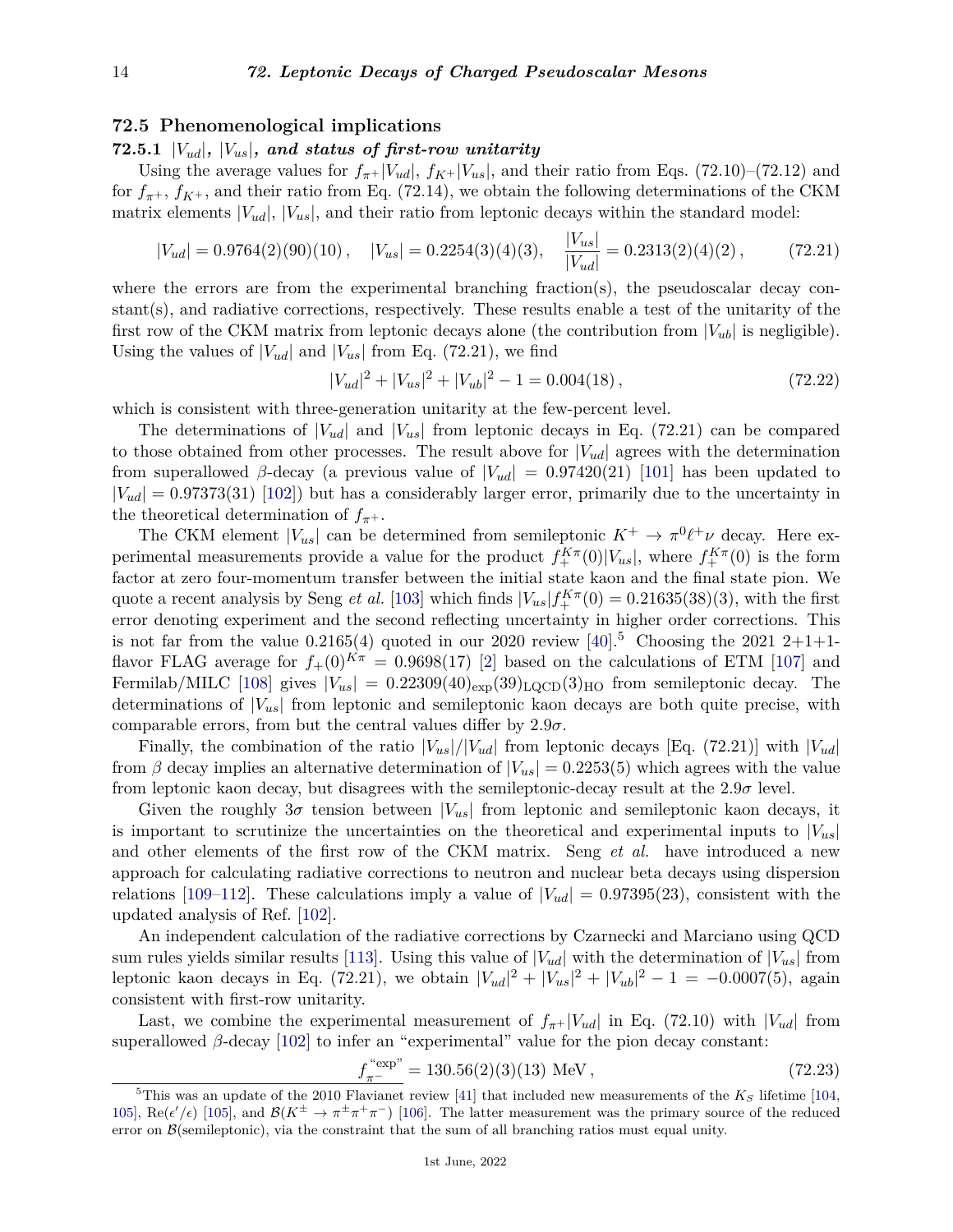## 72.5 Phenomenological implications

### 72.5.1 $|V_{ud}|$, $|V_{us}|$, *and status of first-row unitarity*

Using the average values for $f_{\pi^+}|V_{ud}|$, $f_{K^+}|V_{us}|$, and their ratio from Eqs. (72.10)–(72.12) and for $f_{\pi^+}$, $f_{K^+}$, and their ratio from Eq. (72.14), we obtain the following determinations of the CKM matrix elements $|V_{ud}|$, $|V_{us}|$, and their ratio from leptonic decays within the standard model:

$$|V_{ud}| = 0.9764(2)(90)(10)\,, \quad |V_{us}| = 0.2254(3)(4)(3), \quad \frac{|V_{us}|}{|V_{ud}|} = 0.2313(2)(4)(2)\,, \tag{72.21}$$

where the errors are from the experimental branching fraction(s), the pseudoscalar decay constant(s), and radiative corrections, respectively. These results enable a test of the unitarity of the first row of the CKM matrix from leptonic decays alone (the contribution from $|V_{ub}|$ is negligible). Using the values of $|V_{ud}|$ and $|V_{us}|$ from Eq. (72.21), we find

$$|V_{ud}|^2 + |V_{us}|^2 + |V_{ub}|^2 - 1 = 0.004(18)\,, \tag{72.22}$$

which is consistent with three-generation unitarity at the few-percent level.

The determinations of $|V_{ud}|$ and $|V_{us}|$ from leptonic decays in Eq. (72.21) can be compared to those obtained from other processes. The result above for $|V_{ud}|$ agrees with the determination from superallowed $\beta$-decay (a previous value of $|V_{ud}| = 0.97420(21)$ [101] has been updated to $|V_{ud}| = 0.97373(31)$ [102]) but has a considerably larger error, primarily due to the uncertainty in the theoretical determination of $f_{\pi^+}$.

The CKM element $|V_{us}|$ can be determined from semileptonic $K^+ \to \pi^0 \ell^+ \nu$ decay. Here experimental measurements provide a value for the product $f_+^{K\pi}(0)|V_{us}|$, where $f_+^{K\pi}(0)$ is the form factor at zero four-momentum transfer between the initial state kaon and the final state pion. We quote a recent analysis by Seng *et al.* [103] which finds $|V_{us}|f_+^{K\pi}(0) = 0.21635(38)(3)$, with the first error denoting experiment and the second reflecting uncertainty in higher order corrections. This is not far from the value 0.2165(4) quoted in our 2020 review [40].[5] Choosing the 2021 2+1+1-flavor FLAG average for $f_+(0)^{K\pi} = 0.9698(17)$ [2] based on the calculations of ETM [107] and Fermilab/MILC [108] gives $|V_{us}| = 0.22309(40)_{\rm exp}(39)_{\rm LQCD}(3)_{\rm HO}$ from semileptonic decay. The determinations of $|V_{us}|$ from leptonic and semileptonic kaon decays are both quite precise, with comparable errors, from but the central values differ by $2.9\sigma$.

Finally, the combination of the ratio $|V_{us}|/|V_{ud}|$ from leptonic decays [Eq. (72.21)] with $|V_{ud}|$ from $\beta$ decay implies an alternative determination of $|V_{us}| = 0.2253(5)$ which agrees with the value from leptonic kaon decay, but disagrees with the semileptonic-decay result at the $2.9\sigma$ level.

Given the roughly $3\sigma$ tension between $|V_{us}|$ from leptonic and semileptonic kaon decays, it is important to scrutinize the uncertainties on the theoretical and experimental inputs to $|V_{us}|$ and other elements of the first row of the CKM matrix. Seng *et al.* have introduced a new approach for calculating radiative corrections to neutron and nuclear beta decays using dispersion relations [109–112]. These calculations imply a value of $|V_{ud}| = 0.97395(23)$, consistent with the updated analysis of Ref. [102].

An independent calculation of the radiative corrections by Czarnecki and Marciano using QCD sum rules yields similar results [113]. Using this value of $|V_{ud}|$ with the determination of $|V_{us}|$ from leptonic kaon decays in Eq. (72.21), we obtain $|V_{ud}|^2 + |V_{us}|^2 + |V_{ub}|^2 - 1 = -0.0007(5)$, again consistent with first-row unitarity.

Last, we combine the experimental measurement of $f_{\pi^+}|V_{ud}|$ in Eq. (72.10) with $|V_{ud}|$ from superallowed $\beta$-decay [102] to infer an "experimental" value for the pion decay constant:

$$f_{\pi^-}^{\text{“exp”}} = 130.56(2)(3)(13)\ \text{MeV}\,, \tag{72.23}$$

[5] This was an update of the 2010 Flavianet review [41] that included new measurements of the $K_S$ lifetime [104, 105], $\text{Re}(\epsilon'/\epsilon)$ [105], and $\mathcal{B}(K^\pm \to \pi^\pm\pi^+\pi^-)$ [106]. The latter measurement was the primary source of the reduced error on $\mathcal{B}$(semileptonic), via the constraint that the sum of all branching ratios must equal unity.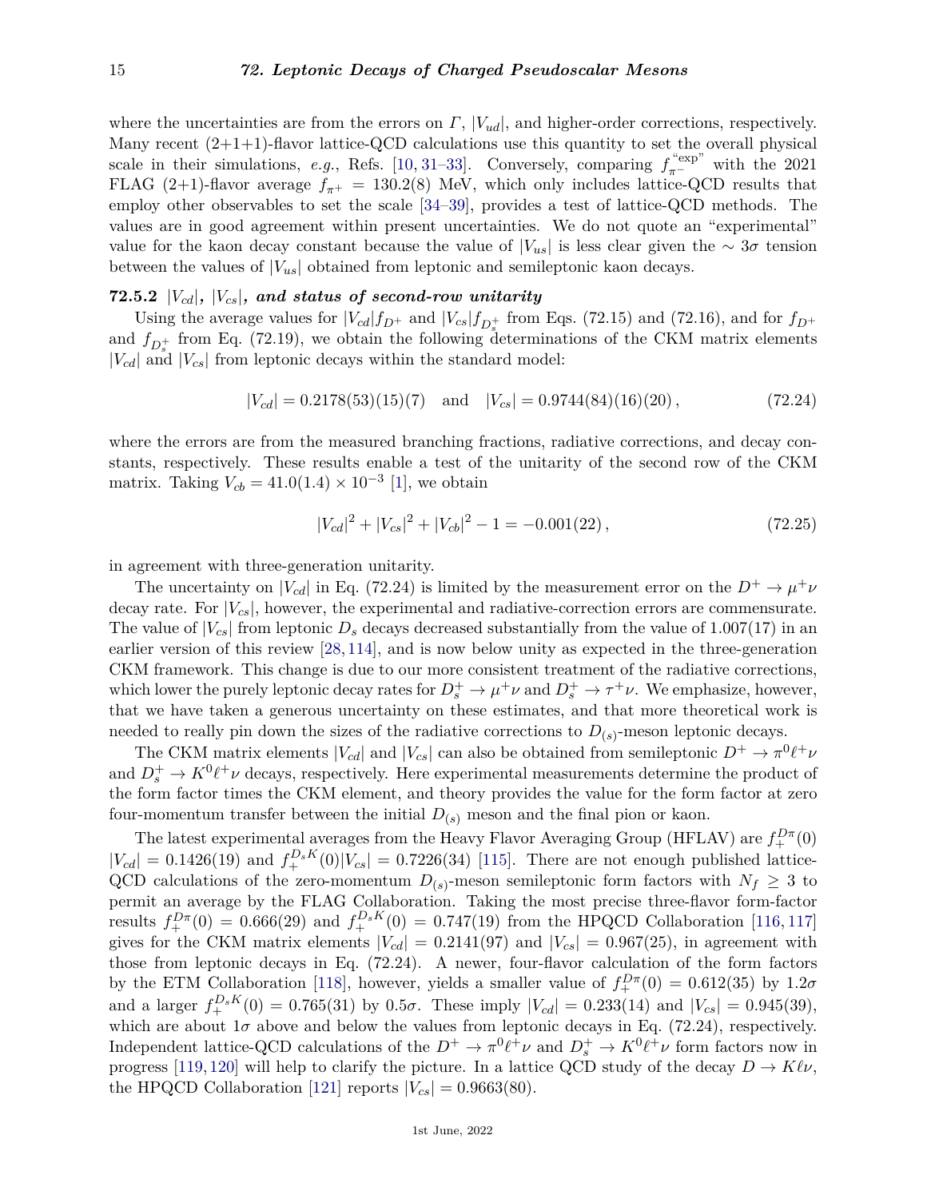where the uncertainties are from the errors on $\Gamma$, $|V_{ud}|$, and higher-order corrections, respectively. Many recent (2+1+1)-flavor lattice-QCD calculations use this quantity to set the overall physical scale in their simulations, *e.g.*, Refs. [10, 31–33]. Conversely, comparing $f_{\pi^-}^{\text{“exp”}}$ with the 2021 FLAG (2+1)-flavor average $f_{\pi^+} = 130.2(8)$ MeV, which only includes lattice-QCD results that employ other observables to set the scale [34–39], provides a test of lattice-QCD methods. The values are in good agreement within present uncertainties. We do not quote an “experimental” value for the kaon decay constant because the value of $|V_{us}|$ is less clear given the $\sim 3\sigma$ tension between the values of $|V_{us}|$ obtained from leptonic and semileptonic kaon decays.

### 72.5.2 $|V_{cd}|$, $|V_{cs}|$, and status of second-row unitarity

Using the average values for $|V_{cd}|f_{D^+}$ and $|V_{cs}|f_{D_s^+}$ from Eqs. (72.15) and (72.16), and for $f_{D^+}$ and $f_{D_s^+}$ from Eq. (72.19), we obtain the following determinations of the CKM matrix elements $|V_{cd}|$ and $|V_{cs}|$ from leptonic decays within the standard model:

$$|V_{cd}| = 0.2178(53)(15)(7) \quad \text{and} \quad |V_{cs}| = 0.9744(84)(16)(20)\,, \tag{72.24}$$

where the errors are from the measured branching fractions, radiative corrections, and decay constants, respectively. These results enable a test of the unitarity of the second row of the CKM matrix. Taking $V_{cb} = 41.0(1.4) \times 10^{-3}$ [1], we obtain

$$|V_{cd}|^2 + |V_{cs}|^2 + |V_{cb}|^2 - 1 = -0.001(22)\,, \tag{72.25}$$

in agreement with three-generation unitarity.

The uncertainty on $|V_{cd}|$ in Eq. (72.24) is limited by the measurement error on the $D^+ \to \mu^+\nu$ decay rate. For $|V_{cs}|$, however, the experimental and radiative-correction errors are commensurate. The value of $|V_{cs}|$ from leptonic $D_s$ decays decreased substantially from the value of 1.007(17) in an earlier version of this review [28, 114], and is now below unity as expected in the three-generation CKM framework. This change is due to our more consistent treatment of the radiative corrections, which lower the purely leptonic decay rates for $D_s^+ \to \mu^+\nu$ and $D_s^+ \to \tau^+\nu$. We emphasize, however, that we have taken a generous uncertainty on these estimates, and that more theoretical work is needed to really pin down the sizes of the radiative corrections to $D_{(s)}$-meson leptonic decays.

The CKM matrix elements $|V_{cd}|$ and $|V_{cs}|$ can also be obtained from semileptonic $D^+ \to \pi^0\ell^+\nu$ and $D_s^+ \to K^0\ell^+\nu$ decays, respectively. Here experimental measurements determine the product of the form factor times the CKM element, and theory provides the value for the form factor at zero four-momentum transfer between the initial $D_{(s)}$ meson and the final pion or kaon.

The latest experimental averages from the Heavy Flavor Averaging Group (HFLAV) are $f_+^{D\pi}(0)\,|V_{cd}| = 0.1426(19)$ and $f_+^{D_sK}(0)|V_{cs}| = 0.7226(34)$ [115]. There are not enough published lattice-QCD calculations of the zero-momentum $D_{(s)}$-meson semileptonic form factors with $N_f \geq 3$ to permit an average by the FLAG Collaboration. Taking the most precise three-flavor form-factor results $f_+^{D\pi}(0) = 0.666(29)$ and $f_+^{D_sK}(0) = 0.747(19)$ from the HPQCD Collaboration [116, 117] gives for the CKM matrix elements $|V_{cd}| = 0.2141(97)$ and $|V_{cs}| = 0.967(25)$, in agreement with those from leptonic decays in Eq. (72.24). A newer, four-flavor calculation of the form factors by the ETM Collaboration [118], however, yields a smaller value of $f_+^{D\pi}(0) = 0.612(35)$ by $1.2\sigma$ and a larger $f_+^{D_sK}(0) = 0.765(31)$ by $0.5\sigma$. These imply $|V_{cd}| = 0.233(14)$ and $|V_{cs}| = 0.945(39)$, which are about $1\sigma$ above and below the values from leptonic decays in Eq. (72.24), respectively. Independent lattice-QCD calculations of the $D^+ \to \pi^0\ell^+\nu$ and $D_s^+ \to K^0\ell^+\nu$ form factors now in progress [119, 120] will help to clarify the picture. In a lattice QCD study of the decay $D \to K\ell\nu$, the HPQCD Collaboration [121] reports $|V_{cs}| = 0.9663(80)$.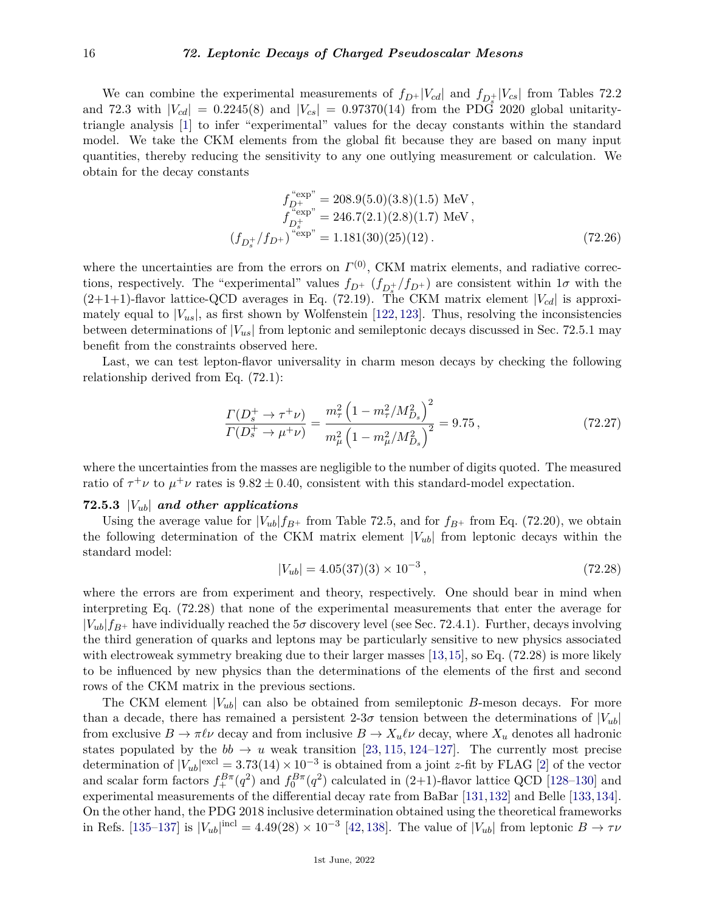We can combine the experimental measurements of $f_{D^+}|V_{cd}|$ and $f_{D_s^+}|V_{cs}|$ from Tables 72.2 and 72.3 with $|V_{cd}| = 0.2245(8)$ and $|V_{cs}| = 0.97370(14)$ from the PDG 2020 global unitarity-triangle analysis [1] to infer "experimental" values for the decay constants within the standard model. We take the CKM elements from the global fit because they are based on many input quantities, thereby reducing the sensitivity to any one outlying measurement or calculation. We obtain for the decay constants

$$
\begin{aligned}
f_{D^+}^{\text{“exp”}} &= 208.9(5.0)(3.8)(1.5)\ \text{MeV}\,, \\
f_{D_s^+}^{\text{“exp”}} &= 246.7(2.1)(2.8)(1.7)\ \text{MeV}\,, \\
(f_{D_s^+}/f_{D^+})^{\text{“exp”}} &= 1.181(30)(25)(12)\,.
\end{aligned}
\tag{72.26}
$$

where the uncertainties are from the errors on $\Gamma^{(0)}$, CKM matrix elements, and radiative corrections, respectively. The "experimental" values $f_{D^+}$ ($f_{D_s^+}/f_{D^+}$) are consistent within $1\sigma$ with the (2+1+1)-flavor lattice-QCD averages in Eq. (72.19). The CKM matrix element $|V_{cd}|$ is approximately equal to $|V_{us}|$, as first shown by Wolfenstein [122, 123]. Thus, resolving the inconsistencies between determinations of $|V_{us}|$ from leptonic and semileptonic decays discussed in Sec. 72.5.1 may benefit from the constraints observed here.

Last, we can test lepton-flavor universality in charm meson decays by checking the following relationship derived from Eq. (72.1):

$$
\frac{\Gamma(D_s^+ \to \tau^+\nu)}{\Gamma(D_s^+ \to \mu^+\nu)} = \frac{m_\tau^2 \left(1 - m_\tau^2/M_{D_s}^2\right)^2}{m_\mu^2 \left(1 - m_\mu^2/M_{D_s}^2\right)^2} = 9.75\,,
\tag{72.27}
$$

where the uncertainties from the masses are negligible to the number of digits quoted. The measured ratio of $\tau^+\nu$ to $\mu^+\nu$ rates is $9.82 \pm 0.40$, consistent with this standard-model expectation.

### 72.5.3 $|V_{ub}|$ *and other applications*

Using the average value for $|V_{ub}|f_{B^+}$ from Table 72.5, and for $f_{B^+}$ from Eq. (72.20), we obtain the following determination of the CKM matrix element $|V_{ub}|$ from leptonic decays within the standard model:

$$
|V_{ub}| = 4.05(37)(3) \times 10^{-3}\,,
\tag{72.28}
$$

where the errors are from experiment and theory, respectively. One should bear in mind when interpreting Eq. (72.28) that none of the experimental measurements that enter the average for $|V_{ub}|f_{B^+}$ have individually reached the $5\sigma$ discovery level (see Sec. 72.4.1). Further, decays involving the third generation of quarks and leptons may be particularly sensitive to new physics associated with electroweak symmetry breaking due to their larger masses [13,15], so Eq. (72.28) is more likely to be influenced by new physics than the determinations of the elements of the first and second rows of the CKM matrix in the previous sections.

The CKM element $|V_{ub}|$ can also be obtained from semileptonic $B$-meson decays. For more than a decade, there has remained a persistent 2-3$\sigma$ tension between the determinations of $|V_{ub}|$ from exclusive $B \to \pi\ell\nu$ decay and from inclusive $B \to X_u\ell\nu$ decay, where $X_u$ denotes all hadronic states populated by the $bb \to u$ weak transition [23, 115, 124–127]. The currently most precise determination of $|V_{ub}|^{\text{excl}} = 3.73(14) \times 10^{-3}$ is obtained from a joint $z$-fit by FLAG [2] of the vector and scalar form factors $f_+^{B\pi}(q^2)$ and $f_0^{B\pi}(q^2)$ calculated in (2+1)-flavor lattice QCD [128–130] and experimental measurements of the differential decay rate from BaBar [131,132] and Belle [133,134]. On the other hand, the PDG 2018 inclusive determination obtained using the theoretical frameworks in Refs. [135–137] is $|V_{ub}|^{\text{incl}} = 4.49(28) \times 10^{-3}$ [42,138]. The value of $|V_{ub}|$ from leptonic $B \to \tau\nu$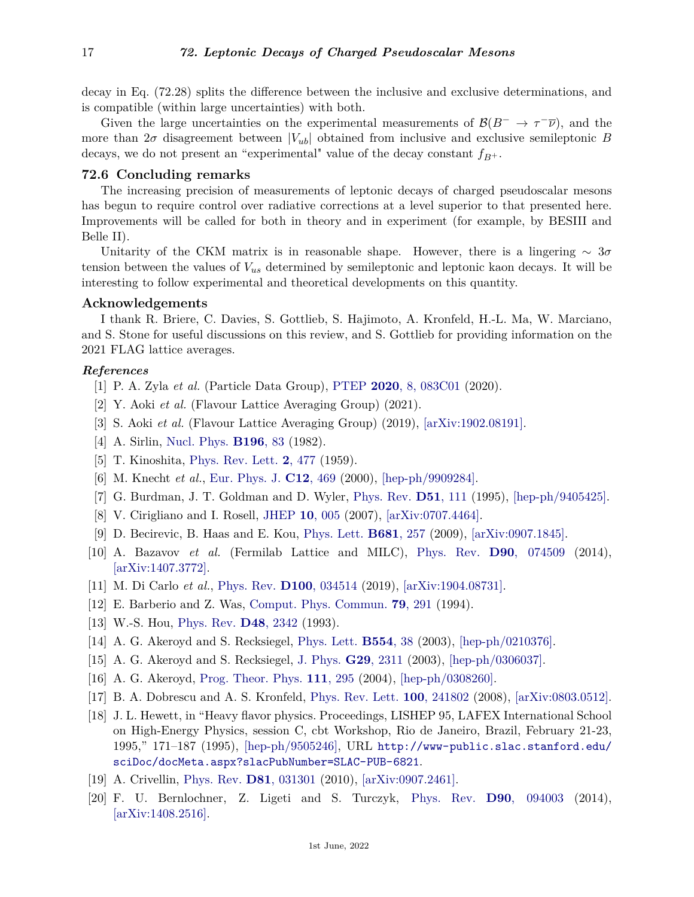decay in Eq. (72.28) splits the difference between the inclusive and exclusive determinations, and is compatible (within large uncertainties) with both.

Given the large uncertainties on the experimental measurements of $\mathcal{B}(B^- \to \tau^-\overline{\nu})$, and the more than $2\sigma$ disagreement between $|V_{ub}|$ obtained from inclusive and exclusive semileptonic $B$ decays, we do not present an "experimental" value of the decay constant $f_{B^+}$.

## 72.6 Concluding remarks

The increasing precision of measurements of leptonic decays of charged pseudoscalar mesons has begun to require control over radiative corrections at a level superior to that presented here. Improvements will be called for both in theory and in experiment (for example, by BESIII and Belle II).

Unitarity of the CKM matrix is in reasonable shape. However, there is a lingering $\sim 3\sigma$ tension between the values of $V_{us}$ determined by semileptonic and leptonic kaon decays. It will be interesting to follow experimental and theoretical developments on this quantity.

### Acknowledgements

I thank R. Briere, C. Davies, S. Gottlieb, S. Hajimoto, A. Kronfeld, H.-L. Ma, W. Marciano, and S. Stone for useful discussions on this review, and S. Gottlieb for providing information on the 2021 FLAG lattice averages.

### *References*

[1] P. A. Zyla *et al.* (Particle Data Group), PTEP **2020**, 8, 083C01 (2020).

[2] Y. Aoki *et al.* (Flavour Lattice Averaging Group) (2021).

[3] S. Aoki *et al.* (Flavour Lattice Averaging Group) (2019), [arXiv:1902.08191].

[4] A. Sirlin, Nucl. Phys. **B196**, 83 (1982).

[5] T. Kinoshita, Phys. Rev. Lett. **2**, 477 (1959).

[6] M. Knecht *et al.*, Eur. Phys. J. **C12**, 469 (2000), [hep-ph/9909284].

[7] G. Burdman, J. T. Goldman and D. Wyler, Phys. Rev. **D51**, 111 (1995), [hep-ph/9405425].

[8] V. Cirigliano and I. Rosell, JHEP **10**, 005 (2007), [arXiv:0707.4464].

[9] D. Becirevic, B. Haas and E. Kou, Phys. Lett. **B681**, 257 (2009), [arXiv:0907.1845].

[10] A. Bazavov *et al.* (Fermilab Lattice and MILC), Phys. Rev. **D90**, 074509 (2014), [arXiv:1407.3772].

[11] M. Di Carlo *et al.*, Phys. Rev. **D100**, 034514 (2019), [arXiv:1904.08731].

[12] E. Barberio and Z. Was, Comput. Phys. Commun. **79**, 291 (1994).

[13] W.-S. Hou, Phys. Rev. **D48**, 2342 (1993).

[14] A. G. Akeroyd and S. Recksiegel, Phys. Lett. **B554**, 38 (2003), [hep-ph/0210376].

[15] A. G. Akeroyd and S. Recksiegel, J. Phys. **G29**, 2311 (2003), [hep-ph/0306037].

[16] A. G. Akeroyd, Prog. Theor. Phys. **111**, 295 (2004), [hep-ph/0308260].

[17] B. A. Dobrescu and A. S. Kronfeld, Phys. Rev. Lett. **100**, 241802 (2008), [arXiv:0803.0512].

[18] J. L. Hewett, in "Heavy flavor physics. Proceedings, LISHEP 95, LAFEX International School on High-Energy Physics, session C, cbt Workshop, Rio de Janeiro, Brazil, February 21-23, 1995," 171–187 (1995), [hep-ph/9505246], URL `http://www-public.slac.stanford.edu/sciDoc/docMeta.aspx?slacPubNumber=SLAC-PUB-6821`.

[19] A. Crivellin, Phys. Rev. **D81**, 031301 (2010), [arXiv:0907.2461].

[20] F. U. Bernlochner, Z. Ligeti and S. Turczyk, Phys. Rev. **D90**, 094003 (2014), [arXiv:1408.2516].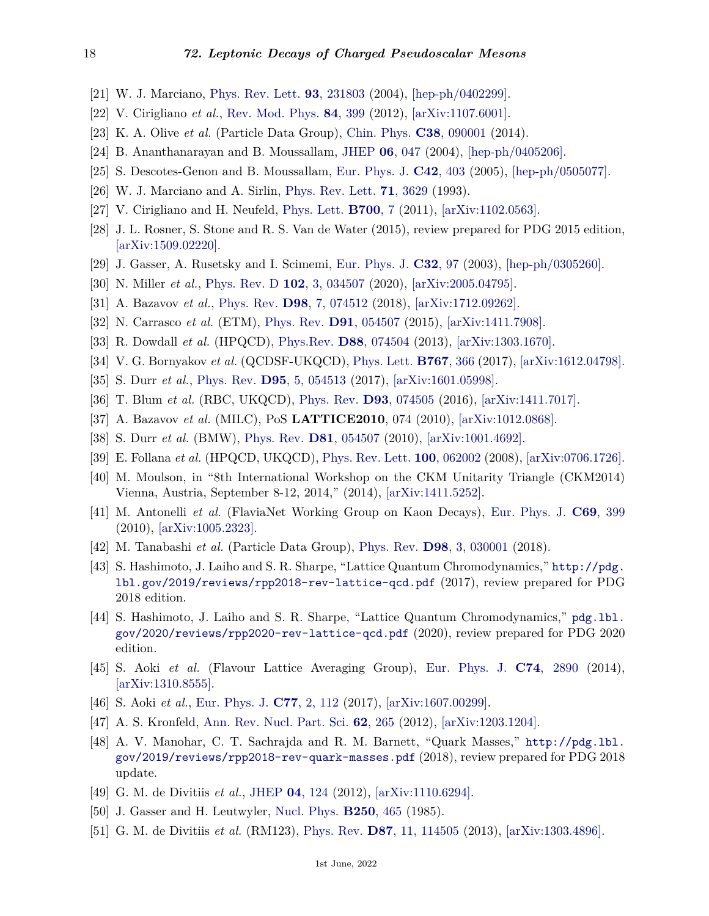[21] W. J. Marciano, Phys. Rev. Lett. **93**, 231803 (2004), [hep-ph/0402299].

[22] V. Cirigliano *et al.*, Rev. Mod. Phys. **84**, 399 (2012), [arXiv:1107.6001].

[23] K. A. Olive *et al.* (Particle Data Group), Chin. Phys. **C38**, 090001 (2014).

[24] B. Ananthanarayan and B. Moussallam, JHEP **06**, 047 (2004), [hep-ph/0405206].

[25] S. Descotes-Genon and B. Moussallam, Eur. Phys. J. **C42**, 403 (2005), [hep-ph/0505077].

[26] W. J. Marciano and A. Sirlin, Phys. Rev. Lett. **71**, 3629 (1993).

[27] V. Cirigliano and H. Neufeld, Phys. Lett. **B700**, 7 (2011), [arXiv:1102.0563].

[28] J. L. Rosner, S. Stone and R. S. Van de Water (2015), review prepared for PDG 2015 edition, [arXiv:1509.02220].

[29] J. Gasser, A. Rusetsky and I. Scimemi, Eur. Phys. J. **C32**, 97 (2003), [hep-ph/0305260].

[30] N. Miller *et al.*, Phys. Rev. D **102**, 3, 034507 (2020), [arXiv:2005.04795].

[31] A. Bazavov *et al.*, Phys. Rev. **D98**, 7, 074512 (2018), [arXiv:1712.09262].

[32] N. Carrasco *et al.* (ETM), Phys. Rev. **D91**, 054507 (2015), [arXiv:1411.7908].

[33] R. Dowdall *et al.* (HPQCD), Phys.Rev. **D88**, 074504 (2013), [arXiv:1303.1670].

[34] V. G. Bornyakov *et al.* (QCDSF-UKQCD), Phys. Lett. **B767**, 366 (2017), [arXiv:1612.04798].

[35] S. Durr *et al.*, Phys. Rev. **D95**, 5, 054513 (2017), [arXiv:1601.05998].

[36] T. Blum *et al.* (RBC, UKQCD), Phys. Rev. **D93**, 074505 (2016), [arXiv:1411.7017].

[37] A. Bazavov *et al.* (MILC), PoS **LATTICE2010**, 074 (2010), [arXiv:1012.0868].

[38] S. Durr *et al.* (BMW), Phys. Rev. **D81**, 054507 (2010), [arXiv:1001.4692].

[39] E. Follana *et al.* (HPQCD, UKQCD), Phys. Rev. Lett. **100**, 062002 (2008), [arXiv:0706.1726].

[40] M. Moulson, in "8th International Workshop on the CKM Unitarity Triangle (CKM2014) Vienna, Austria, September 8-12, 2014," (2014), [arXiv:1411.5252].

[41] M. Antonelli *et al.* (FlaviaNet Working Group on Kaon Decays), Eur. Phys. J. **C69**, 399 (2010), [arXiv:1005.2323].

[42] M. Tanabashi *et al.* (Particle Data Group), Phys. Rev. **D98**, 3, 030001 (2018).

[43] S. Hashimoto, J. Laiho and S. R. Sharpe, "Lattice Quantum Chromodynamics," `http://pdg.lbl.gov/2019/reviews/rpp2018-rev-lattice-qcd.pdf` (2017), review prepared for PDG 2018 edition.

[44] S. Hashimoto, J. Laiho and S. R. Sharpe, "Lattice Quantum Chromodynamics," `pdg.lbl.gov/2020/reviews/rpp2020-rev-lattice-qcd.pdf` (2020), review prepared for PDG 2020 edition.

[45] S. Aoki *et al.* (Flavour Lattice Averaging Group), Eur. Phys. J. **C74**, 2890 (2014), [arXiv:1310.8555].

[46] S. Aoki *et al.*, Eur. Phys. J. **C77**, 2, 112 (2017), [arXiv:1607.00299].

[47] A. S. Kronfeld, Ann. Rev. Nucl. Part. Sci. **62**, 265 (2012), [arXiv:1203.1204].

[48] A. V. Manohar, C. T. Sachrajda and R. M. Barnett, "Quark Masses," `http://pdg.lbl.gov/2019/reviews/rpp2018-rev-quark-masses.pdf` (2018), review prepared for PDG 2018 update.

[49] G. M. de Divitiis *et al.*, JHEP **04**, 124 (2012), [arXiv:1110.6294].

[50] J. Gasser and H. Leutwyler, Nucl. Phys. **B250**, 465 (1985).

[51] G. M. de Divitiis *et al.* (RM123), Phys. Rev. **D87**, 11, 114505 (2013), [arXiv:1303.4896].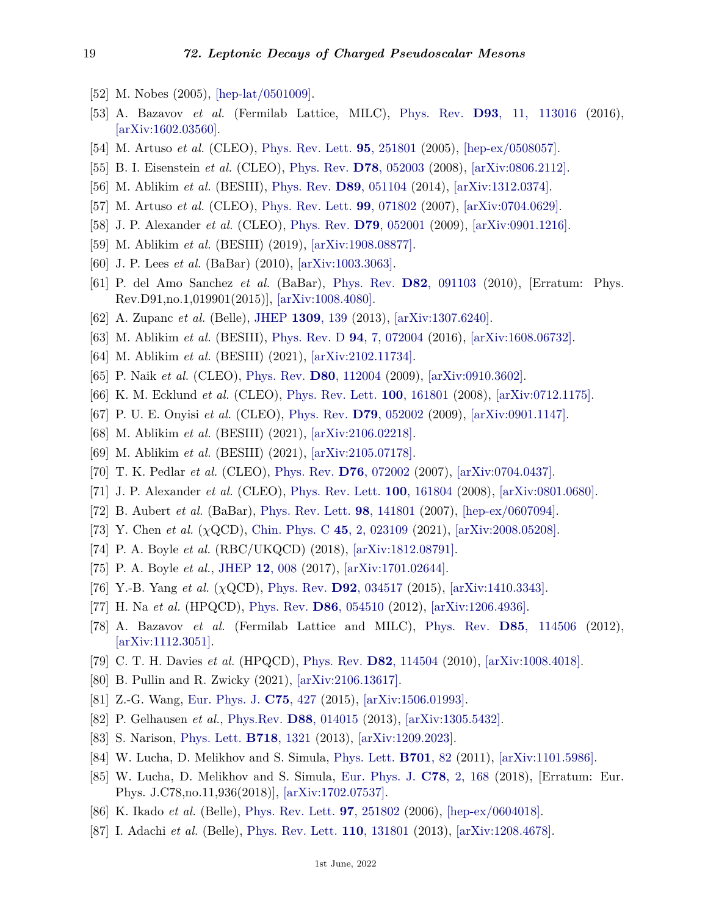[52] M. Nobes (2005), [hep-lat/0501009].

[53] A. Bazavov *et al.* (Fermilab Lattice, MILC), Phys. Rev. **D93**, 11, 113016 (2016), [arXiv:1602.03560].

[54] M. Artuso *et al.* (CLEO), Phys. Rev. Lett. **95**, 251801 (2005), [hep-ex/0508057].

[55] B. I. Eisenstein *et al.* (CLEO), Phys. Rev. **D78**, 052003 (2008), [arXiv:0806.2112].

[56] M. Ablikim *et al.* (BESIII), Phys. Rev. **D89**, 051104 (2014), [arXiv:1312.0374].

[57] M. Artuso *et al.* (CLEO), Phys. Rev. Lett. **99**, 071802 (2007), [arXiv:0704.0629].

[58] J. P. Alexander *et al.* (CLEO), Phys. Rev. **D79**, 052001 (2009), [arXiv:0901.1216].

[59] M. Ablikim *et al.* (BESIII) (2019), [arXiv:1908.08877].

[60] J. P. Lees *et al.* (BaBar) (2010), [arXiv:1003.3063].

[61] P. del Amo Sanchez *et al.* (BaBar), Phys. Rev. **D82**, 091103 (2010), [Erratum: Phys. Rev.D91,no.1,019901(2015)], [arXiv:1008.4080].

[62] A. Zupanc *et al.* (Belle), JHEP **1309**, 139 (2013), [arXiv:1307.6240].

[63] M. Ablikim *et al.* (BESIII), Phys. Rev. D **94**, 7, 072004 (2016), [arXiv:1608.06732].

[64] M. Ablikim *et al.* (BESIII) (2021), [arXiv:2102.11734].

[65] P. Naik *et al.* (CLEO), Phys. Rev. **D80**, 112004 (2009), [arXiv:0910.3602].

[66] K. M. Ecklund *et al.* (CLEO), Phys. Rev. Lett. **100**, 161801 (2008), [arXiv:0712.1175].

[67] P. U. E. Onyisi *et al.* (CLEO), Phys. Rev. **D79**, 052002 (2009), [arXiv:0901.1147].

[68] M. Ablikim *et al.* (BESIII) (2021), [arXiv:2106.02218].

[69] M. Ablikim *et al.* (BESIII) (2021), [arXiv:2105.07178].

[70] T. K. Pedlar *et al.* (CLEO), Phys. Rev. **D76**, 072002 (2007), [arXiv:0704.0437].

[71] J. P. Alexander *et al.* (CLEO), Phys. Rev. Lett. **100**, 161804 (2008), [arXiv:0801.0680].

[72] B. Aubert *et al.* (BaBar), Phys. Rev. Lett. **98**, 141801 (2007), [hep-ex/0607094].

[73] Y. Chen *et al.* ($\chi$QCD), Chin. Phys. C **45**, 2, 023109 (2021), [arXiv:2008.05208].

[74] P. A. Boyle *et al.* (RBC/UKQCD) (2018), [arXiv:1812.08791].

[75] P. A. Boyle *et al.*, JHEP **12**, 008 (2017), [arXiv:1701.02644].

[76] Y.-B. Yang *et al.* ($\chi$QCD), Phys. Rev. **D92**, 034517 (2015), [arXiv:1410.3343].

[77] H. Na *et al.* (HPQCD), Phys. Rev. **D86**, 054510 (2012), [arXiv:1206.4936].

[78] A. Bazavov *et al.* (Fermilab Lattice and MILC), Phys. Rev. **D85**, 114506 (2012), [arXiv:1112.3051].

[79] C. T. H. Davies *et al.* (HPQCD), Phys. Rev. **D82**, 114504 (2010), [arXiv:1008.4018].

[80] B. Pullin and R. Zwicky (2021), [arXiv:2106.13617].

[81] Z.-G. Wang, Eur. Phys. J. **C75**, 427 (2015), [arXiv:1506.01993].

[82] P. Gelhausen *et al.*, Phys.Rev. **D88**, 014015 (2013), [arXiv:1305.5432].

[83] S. Narison, Phys. Lett. **B718**, 1321 (2013), [arXiv:1209.2023].

[84] W. Lucha, D. Melikhov and S. Simula, Phys. Lett. **B701**, 82 (2011), [arXiv:1101.5986].

[85] W. Lucha, D. Melikhov and S. Simula, Eur. Phys. J. **C78**, 2, 168 (2018), [Erratum: Eur. Phys. J.C78,no.11,936(2018)], [arXiv:1702.07537].

[86] K. Ikado *et al.* (Belle), Phys. Rev. Lett. **97**, 251802 (2006), [hep-ex/0604018].

[87] I. Adachi *et al.* (Belle), Phys. Rev. Lett. **110**, 131801 (2013), [arXiv:1208.4678].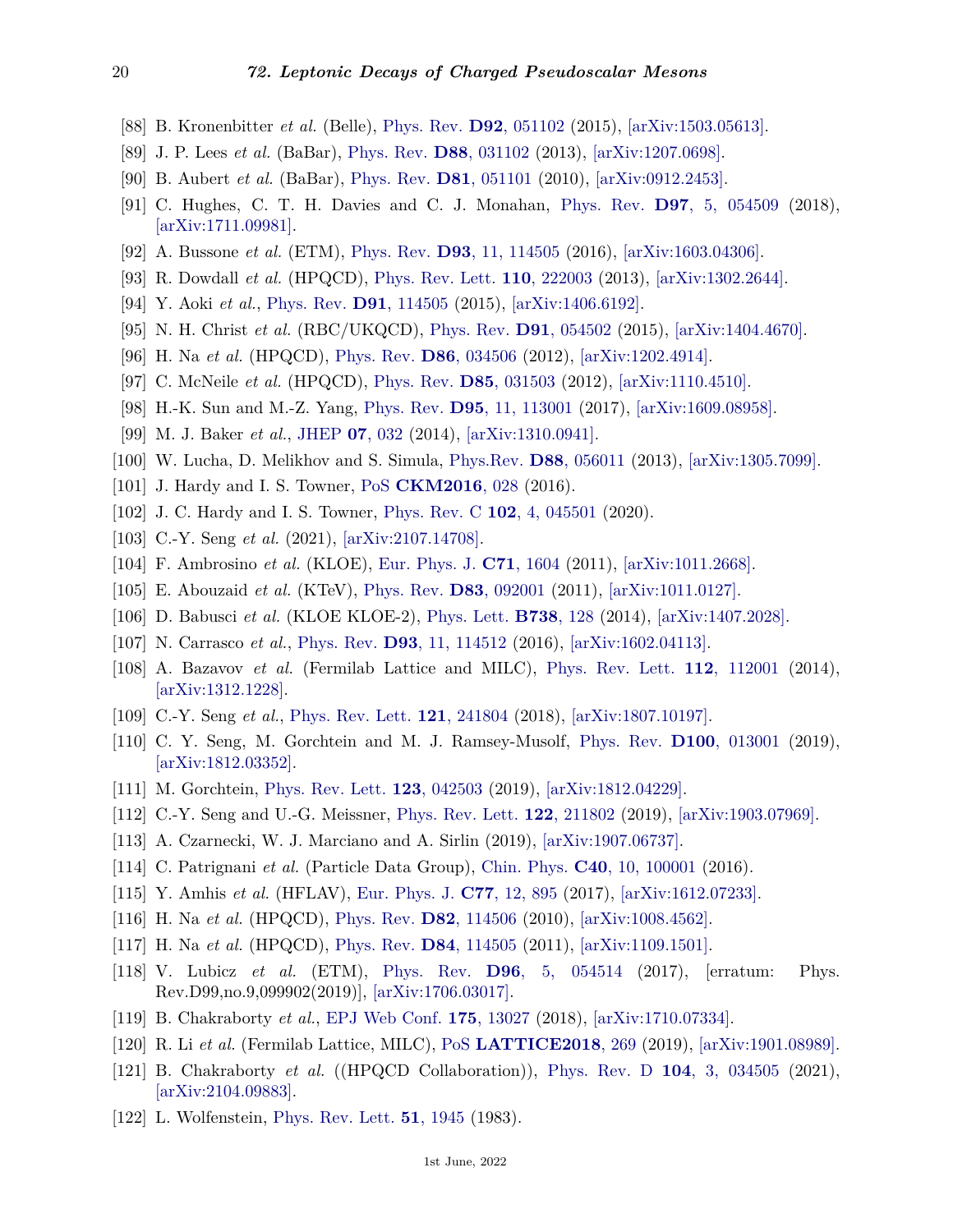[88] B. Kronenbitter *et al.* (Belle), Phys. Rev. **D92**, 051102 (2015), [arXiv:1503.05613].

[89] J. P. Lees *et al.* (BaBar), Phys. Rev. **D88**, 031102 (2013), [arXiv:1207.0698].

[90] B. Aubert *et al.* (BaBar), Phys. Rev. **D81**, 051101 (2010), [arXiv:0912.2453].

[91] C. Hughes, C. T. H. Davies and C. J. Monahan, Phys. Rev. **D97**, 5, 054509 (2018), [arXiv:1711.09981].

[92] A. Bussone *et al.* (ETM), Phys. Rev. **D93**, 11, 114505 (2016), [arXiv:1603.04306].

[93] R. Dowdall *et al.* (HPQCD), Phys. Rev. Lett. **110**, 222003 (2013), [arXiv:1302.2644].

[94] Y. Aoki *et al.*, Phys. Rev. **D91**, 114505 (2015), [arXiv:1406.6192].

[95] N. H. Christ *et al.* (RBC/UKQCD), Phys. Rev. **D91**, 054502 (2015), [arXiv:1404.4670].

[96] H. Na *et al.* (HPQCD), Phys. Rev. **D86**, 034506 (2012), [arXiv:1202.4914].

[97] C. McNeile *et al.* (HPQCD), Phys. Rev. **D85**, 031503 (2012), [arXiv:1110.4510].

[98] H.-K. Sun and M.-Z. Yang, Phys. Rev. **D95**, 11, 113001 (2017), [arXiv:1609.08958].

[99] M. J. Baker *et al.*, JHEP **07**, 032 (2014), [arXiv:1310.0941].

[100] W. Lucha, D. Melikhov and S. Simula, Phys.Rev. **D88**, 056011 (2013), [arXiv:1305.7099].

[101] J. Hardy and I. S. Towner, PoS **CKM2016**, 028 (2016).

[102] J. C. Hardy and I. S. Towner, Phys. Rev. C **102**, 4, 045501 (2020).

[103] C.-Y. Seng *et al.* (2021), [arXiv:2107.14708].

[104] F. Ambrosino *et al.* (KLOE), Eur. Phys. J. **C71**, 1604 (2011), [arXiv:1011.2668].

[105] E. Abouzaid *et al.* (KTeV), Phys. Rev. **D83**, 092001 (2011), [arXiv:1011.0127].

[106] D. Babusci *et al.* (KLOE KLOE-2), Phys. Lett. **B738**, 128 (2014), [arXiv:1407.2028].

[107] N. Carrasco *et al.*, Phys. Rev. **D93**, 11, 114512 (2016), [arXiv:1602.04113].

[108] A. Bazavov *et al.* (Fermilab Lattice and MILC), Phys. Rev. Lett. **112**, 112001 (2014), [arXiv:1312.1228].

[109] C.-Y. Seng *et al.*, Phys. Rev. Lett. **121**, 241804 (2018), [arXiv:1807.10197].

[110] C. Y. Seng, M. Gorchtein and M. J. Ramsey-Musolf, Phys. Rev. **D100**, 013001 (2019), [arXiv:1812.03352].

[111] M. Gorchtein, Phys. Rev. Lett. **123**, 042503 (2019), [arXiv:1812.04229].

[112] C.-Y. Seng and U.-G. Meissner, Phys. Rev. Lett. **122**, 211802 (2019), [arXiv:1903.07969].

[113] A. Czarnecki, W. J. Marciano and A. Sirlin (2019), [arXiv:1907.06737].

[114] C. Patrignani *et al.* (Particle Data Group), Chin. Phys. **C40**, 10, 100001 (2016).

[115] Y. Amhis *et al.* (HFLAV), Eur. Phys. J. **C77**, 12, 895 (2017), [arXiv:1612.07233].

[116] H. Na *et al.* (HPQCD), Phys. Rev. **D82**, 114506 (2010), [arXiv:1008.4562].

[117] H. Na *et al.* (HPQCD), Phys. Rev. **D84**, 114505 (2011), [arXiv:1109.1501].

[118] V. Lubicz *et al.* (ETM), Phys. Rev. **D96**, 5, 054514 (2017), [erratum: Phys. Rev.D99,no.9,099902(2019)], [arXiv:1706.03017].

[119] B. Chakraborty *et al.*, EPJ Web Conf. **175**, 13027 (2018), [arXiv:1710.07334].

[120] R. Li *et al.* (Fermilab Lattice, MILC), PoS **LATTICE2018**, 269 (2019), [arXiv:1901.08989].

[121] B. Chakraborty *et al.* ((HPQCD Collaboration)), Phys. Rev. D **104**, 3, 034505 (2021), [arXiv:2104.09883].

[122] L. Wolfenstein, Phys. Rev. Lett. **51**, 1945 (1983).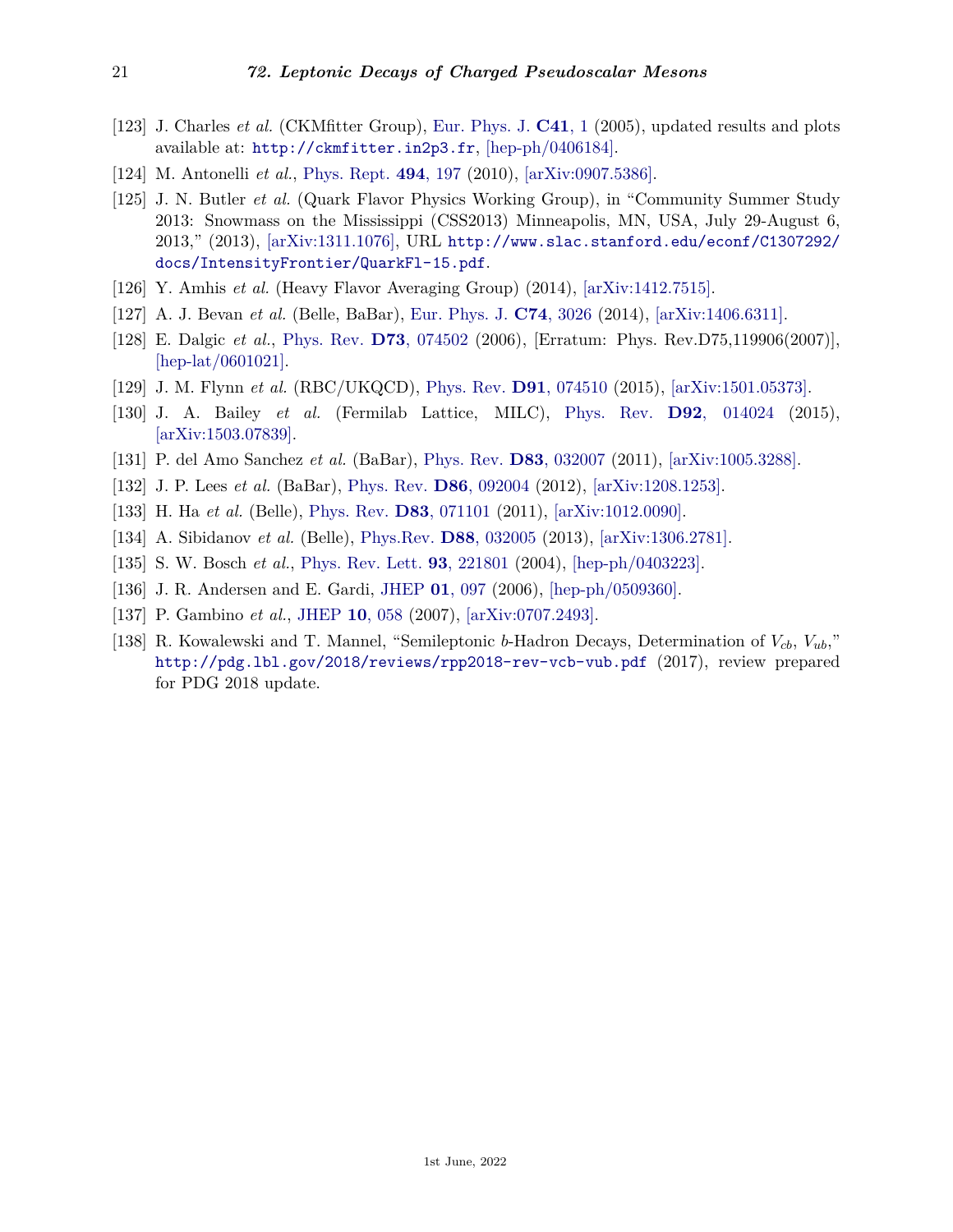[123] J. Charles *et al.* (CKMfitter Group), Eur. Phys. J. **C41**, 1 (2005), updated results and plots available at: `http://ckmfitter.in2p3.fr`, [hep-ph/0406184].

[124] M. Antonelli *et al.*, Phys. Rept. **494**, 197 (2010), [arXiv:0907.5386].

[125] J. N. Butler *et al.* (Quark Flavor Physics Working Group), in "Community Summer Study 2013: Snowmass on the Mississippi (CSS2013) Minneapolis, MN, USA, July 29-August 6, 2013," (2013), [arXiv:1311.1076], URL `http://www.slac.stanford.edu/econf/C1307292/docs/IntensityFrontier/QuarkFl-15.pdf`.

[126] Y. Amhis *et al.* (Heavy Flavor Averaging Group) (2014), [arXiv:1412.7515].

[127] A. J. Bevan *et al.* (Belle, BaBar), Eur. Phys. J. **C74**, 3026 (2014), [arXiv:1406.6311].

[128] E. Dalgic *et al.*, Phys. Rev. **D73**, 074502 (2006), [Erratum: Phys. Rev.D75,119906(2007)], [hep-lat/0601021].

[129] J. M. Flynn *et al.* (RBC/UKQCD), Phys. Rev. **D91**, 074510 (2015), [arXiv:1501.05373].

[130] J. A. Bailey *et al.* (Fermilab Lattice, MILC), Phys. Rev. **D92**, 014024 (2015), [arXiv:1503.07839].

[131] P. del Amo Sanchez *et al.* (BaBar), Phys. Rev. **D83**, 032007 (2011), [arXiv:1005.3288].

[132] J. P. Lees *et al.* (BaBar), Phys. Rev. **D86**, 092004 (2012), [arXiv:1208.1253].

[133] H. Ha *et al.* (Belle), Phys. Rev. **D83**, 071101 (2011), [arXiv:1012.0090].

[134] A. Sibidanov *et al.* (Belle), Phys.Rev. **D88**, 032005 (2013), [arXiv:1306.2781].

[135] S. W. Bosch *et al.*, Phys. Rev. Lett. **93**, 221801 (2004), [hep-ph/0403223].

[136] J. R. Andersen and E. Gardi, JHEP **01**, 097 (2006), [hep-ph/0509360].

[137] P. Gambino *et al.*, JHEP **10**, 058 (2007), [arXiv:0707.2493].

[138] R. Kowalewski and T. Mannel, "Semileptonic $b$-Hadron Decays, Determination of $V_{cb}$, $V_{ub}$," `http://pdg.lbl.gov/2018/reviews/rpp2018-rev-vcb-vub.pdf` (2017), review prepared for PDG 2018 update.